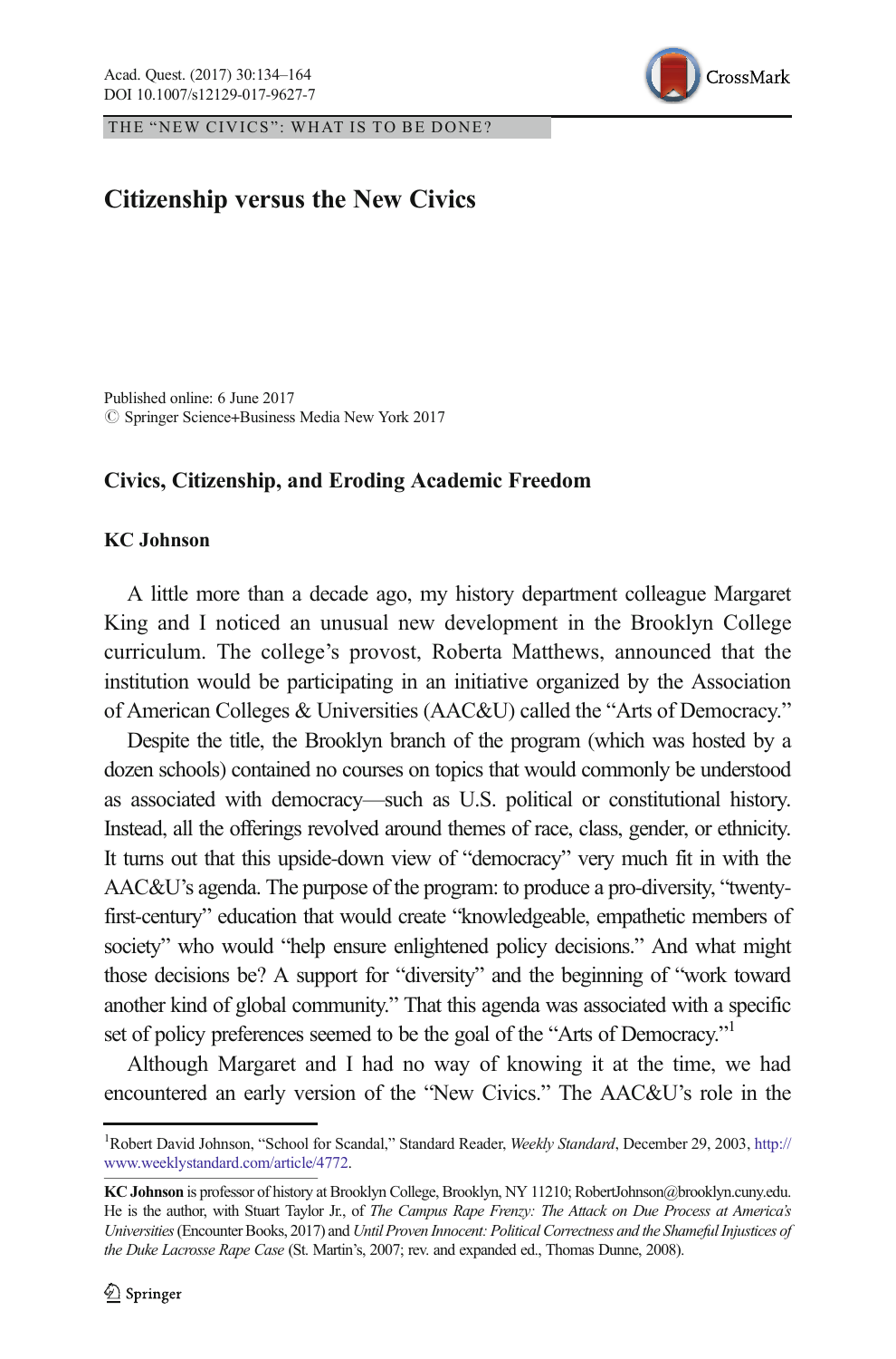THE "NEW CIVICS": WHAT IS TO BE DONE?

# Citizenship versus the New Civics

Published online: 6 June 2017
© Springer Science+Business Media New York 2017

## Civics, Citizenship, and Eroding Academic Freedom

**KC Johnson**

A little more than a decade ago, my history department colleague Margaret King and I noticed an unusual new development in the Brooklyn College curriculum. The college's provost, Roberta Matthews, announced that the institution would be participating in an initiative organized by the Association of American Colleges & Universities (AAC&U) called the "Arts of Democracy."

Despite the title, the Brooklyn branch of the program (which was hosted by a dozen schools) contained no courses on topics that would commonly be understood as associated with democracy—such as U.S. political or constitutional history. Instead, all the offerings revolved around themes of race, class, gender, or ethnicity. It turns out that this upside-down view of "democracy" very much fit in with the AAC&U's agenda. The purpose of the program: to produce a pro-diversity, "twenty-first-century" education that would create "knowledgeable, empathetic members of society" who would "help ensure enlightened policy decisions." And what might those decisions be? A support for "diversity" and the beginning of "work toward another kind of global community." That this agenda was associated with a specific set of policy preferences seemed to be the goal of the "Arts of Democracy."[1]

Although Margaret and I had no way of knowing it at the time, we had encountered an early version of the "New Civics." The AAC&U's role in the

[1] Robert David Johnson, "School for Scandal," Standard Reader, *Weekly Standard*, December 29, 2003, http://www.weeklystandard.com/article/4772.

**KC Johnson** is professor of history at Brooklyn College, Brooklyn, NY 11210; RobertJohnson@brooklyn.cuny.edu. He is the author, with Stuart Taylor Jr., of *The Campus Rape Frenzy: The Attack on Due Process at America's Universities* (Encounter Books, 2017) and *Until Proven Innocent: Political Correctness and the Shameful Injustices of the Duke Lacrosse Rape Case* (St. Martin's, 2007; rev. and expanded ed., Thomas Dunne, 2008).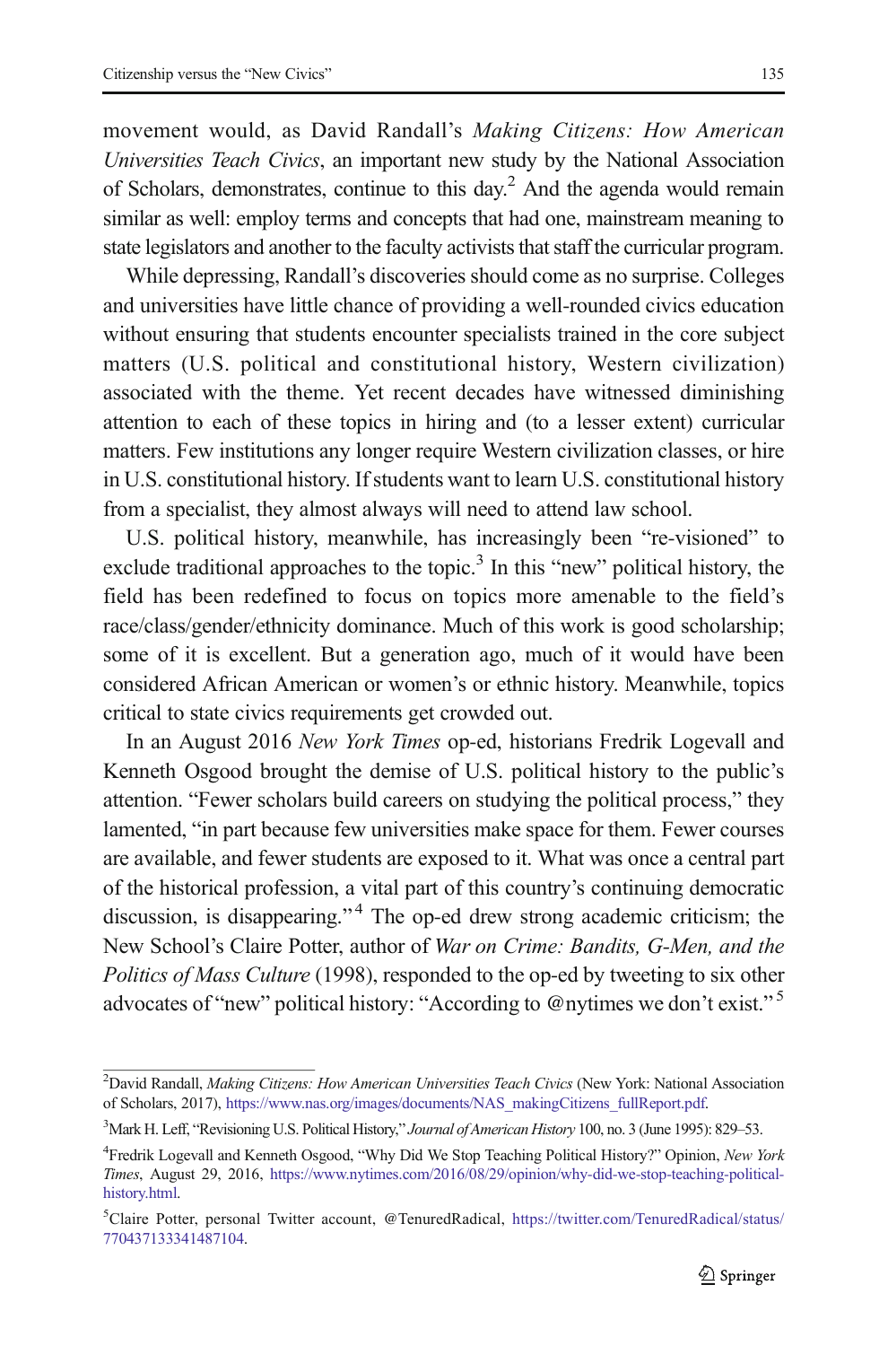movement would, as David Randall's *Making Citizens: How American Universities Teach Civics*, an important new study by the National Association of Scholars, demonstrates, continue to this day.[2] And the agenda would remain similar as well: employ terms and concepts that had one, mainstream meaning to state legislators and another to the faculty activists that staff the curricular program.

While depressing, Randall's discoveries should come as no surprise. Colleges and universities have little chance of providing a well-rounded civics education without ensuring that students encounter specialists trained in the core subject matters (U.S. political and constitutional history, Western civilization) associated with the theme. Yet recent decades have witnessed diminishing attention to each of these topics in hiring and (to a lesser extent) curricular matters. Few institutions any longer require Western civilization classes, or hire in U.S. constitutional history. If students want to learn U.S. constitutional history from a specialist, they almost always will need to attend law school.

U.S. political history, meanwhile, has increasingly been "re-visioned" to exclude traditional approaches to the topic.[3] In this "new" political history, the field has been redefined to focus on topics more amenable to the field's race/class/gender/ethnicity dominance. Much of this work is good scholarship; some of it is excellent. But a generation ago, much of it would have been considered African American or women's or ethnic history. Meanwhile, topics critical to state civics requirements get crowded out.

In an August 2016 *New York Times* op-ed, historians Fredrik Logevall and Kenneth Osgood brought the demise of U.S. political history to the public's attention. "Fewer scholars build careers on studying the political process," they lamented, "in part because few universities make space for them. Fewer courses are available, and fewer students are exposed to it. What was once a central part of the historical profession, a vital part of this country's continuing democratic discussion, is disappearing."[4] The op-ed drew strong academic criticism; the New School's Claire Potter, author of *War on Crime: Bandits, G-Men, and the Politics of Mass Culture* (1998), responded to the op-ed by tweeting to six other advocates of "new" political history: "According to @nytimes we don't exist."[5]

---

[2] David Randall, *Making Citizens: How American Universities Teach Civics* (New York: National Association of Scholars, 2017), https://www.nas.org/images/documents/NAS_makingCitizens_fullReport.pdf.

[3] Mark H. Leff, "Revisioning U.S. Political History," *Journal of American History* 100, no. 3 (June 1995): 829–53.

[4] Fredrik Logevall and Kenneth Osgood, "Why Did We Stop Teaching Political History?" Opinion, *New York Times*, August 29, 2016, https://www.nytimes.com/2016/08/29/opinion/why-did-we-stop-teaching-political-history.html.

[5] Claire Potter, personal Twitter account, @TenuredRadical, https://twitter.com/TenuredRadical/status/770437133341487104.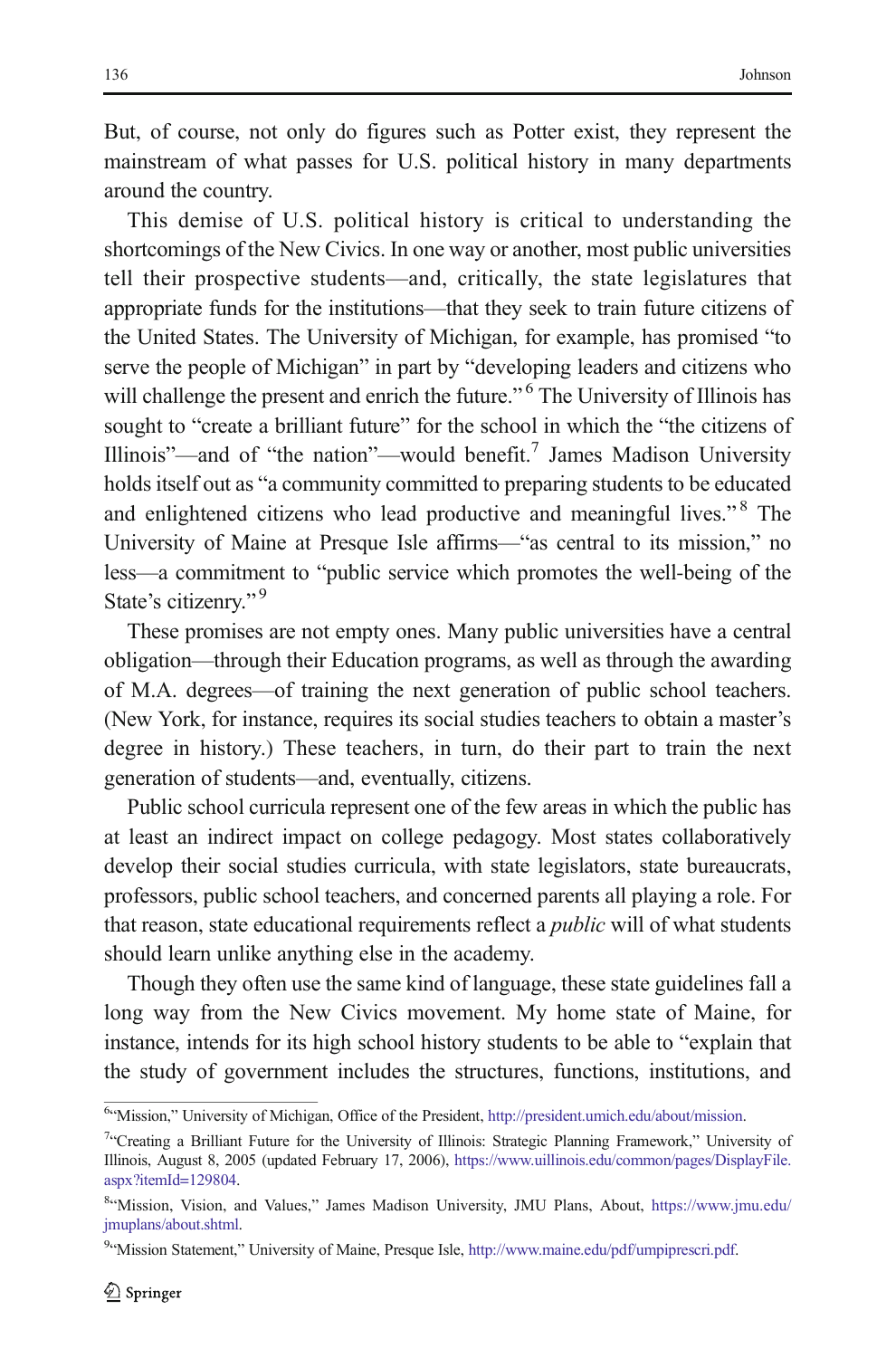But, of course, not only do figures such as Potter exist, they represent the mainstream of what passes for U.S. political history in many departments around the country.

This demise of U.S. political history is critical to understanding the shortcomings of the New Civics. In one way or another, most public universities tell their prospective students—and, critically, the state legislatures that appropriate funds for the institutions—that they seek to train future citizens of the United States. The University of Michigan, for example, has promised "to serve the people of Michigan" in part by "developing leaders and citizens who will challenge the present and enrich the future."[6] The University of Illinois has sought to "create a brilliant future" for the school in which the "the citizens of Illinois"—and of "the nation"—would benefit.[7] James Madison University holds itself out as "a community committed to preparing students to be educated and enlightened citizens who lead productive and meaningful lives."[8] The University of Maine at Presque Isle affirms—"as central to its mission," no less—a commitment to "public service which promotes the well-being of the State's citizenry."[9]

These promises are not empty ones. Many public universities have a central obligation—through their Education programs, as well as through the awarding of M.A. degrees—of training the next generation of public school teachers. (New York, for instance, requires its social studies teachers to obtain a master's degree in history.) These teachers, in turn, do their part to train the next generation of students—and, eventually, citizens.

Public school curricula represent one of the few areas in which the public has at least an indirect impact on college pedagogy. Most states collaboratively develop their social studies curricula, with state legislators, state bureaucrats, professors, public school teachers, and concerned parents all playing a role. For that reason, state educational requirements reflect a *public* will of what students should learn unlike anything else in the academy.

Though they often use the same kind of language, these state guidelines fall a long way from the New Civics movement. My home state of Maine, for instance, intends for its high school history students to be able to "explain that the study of government includes the structures, functions, institutions, and

---

[6] "Mission," University of Michigan, Office of the President, http://president.umich.edu/about/mission.

[7] "Creating a Brilliant Future for the University of Illinois: Strategic Planning Framework," University of Illinois, August 8, 2005 (updated February 17, 2006), https://www.uillinois.edu/common/pages/DisplayFile.aspx?itemId=129804.

[8] "Mission, Vision, and Values," James Madison University, JMU Plans, About, https://www.jmu.edu/jmuplans/about.shtml.

[9] "Mission Statement," University of Maine, Presque Isle, http://www.maine.edu/pdf/umpiprescri.pdf.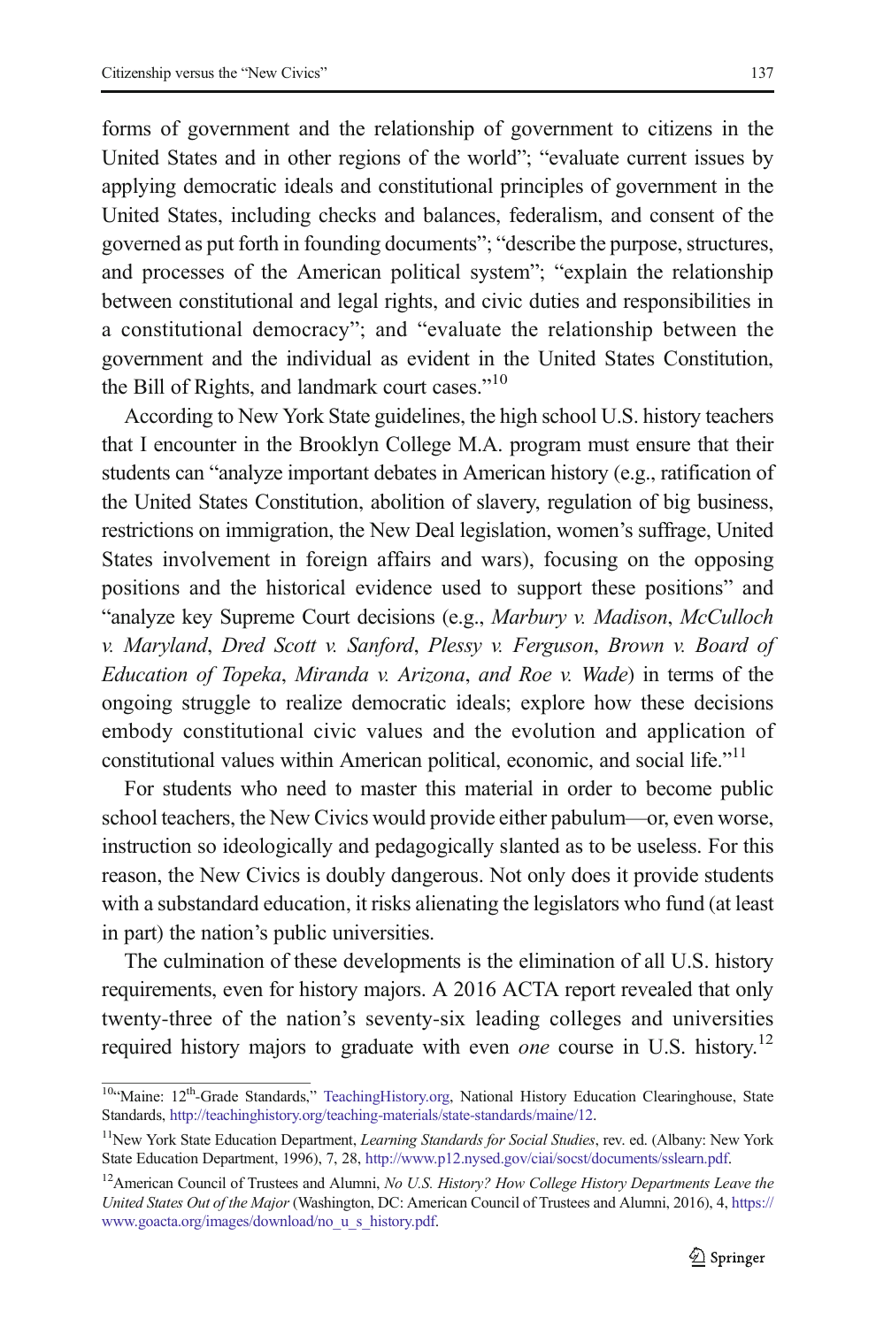forms of government and the relationship of government to citizens in the United States and in other regions of the world"; "evaluate current issues by applying democratic ideals and constitutional principles of government in the United States, including checks and balances, federalism, and consent of the governed as put forth in founding documents"; "describe the purpose, structures, and processes of the American political system"; "explain the relationship between constitutional and legal rights, and civic duties and responsibilities in a constitutional democracy"; and "evaluate the relationship between the government and the individual as evident in the United States Constitution, the Bill of Rights, and landmark court cases."[10]

According to New York State guidelines, the high school U.S. history teachers that I encounter in the Brooklyn College M.A. program must ensure that their students can "analyze important debates in American history (e.g., ratification of the United States Constitution, abolition of slavery, regulation of big business, restrictions on immigration, the New Deal legislation, women's suffrage, United States involvement in foreign affairs and wars), focusing on the opposing positions and the historical evidence used to support these positions" and "analyze key Supreme Court decisions (e.g., *Marbury v. Madison*, *McCulloch v. Maryland*, *Dred Scott v. Sanford*, *Plessy v. Ferguson*, *Brown v. Board of Education of Topeka*, *Miranda v. Arizona*, *and Roe v. Wade*) in terms of the ongoing struggle to realize democratic ideals; explore how these decisions embody constitutional civic values and the evolution and application of constitutional values within American political, economic, and social life."[11]

For students who need to master this material in order to become public school teachers, the New Civics would provide either pabulum—or, even worse, instruction so ideologically and pedagogically slanted as to be useless. For this reason, the New Civics is doubly dangerous. Not only does it provide students with a substandard education, it risks alienating the legislators who fund (at least in part) the nation's public universities.

The culmination of these developments is the elimination of all U.S. history requirements, even for history majors. A 2016 ACTA report revealed that only twenty-three of the nation's seventy-six leading colleges and universities required history majors to graduate with even *one* course in U.S. history.[12]

---

[10] "Maine: 12th-Grade Standards," TeachingHistory.org, National History Education Clearinghouse, State Standards, http://teachinghistory.org/teaching-materials/state-standards/maine/12.

[11] New York State Education Department, *Learning Standards for Social Studies*, rev. ed. (Albany: New York State Education Department, 1996), 7, 28, http://www.p12.nysed.gov/ciai/socst/documents/sslearn.pdf.

[12] American Council of Trustees and Alumni, *No U.S. History? How College History Departments Leave the United States Out of the Major* (Washington, DC: American Council of Trustees and Alumni, 2016), 4, https://www.goacta.org/images/download/no_u_s_history.pdf.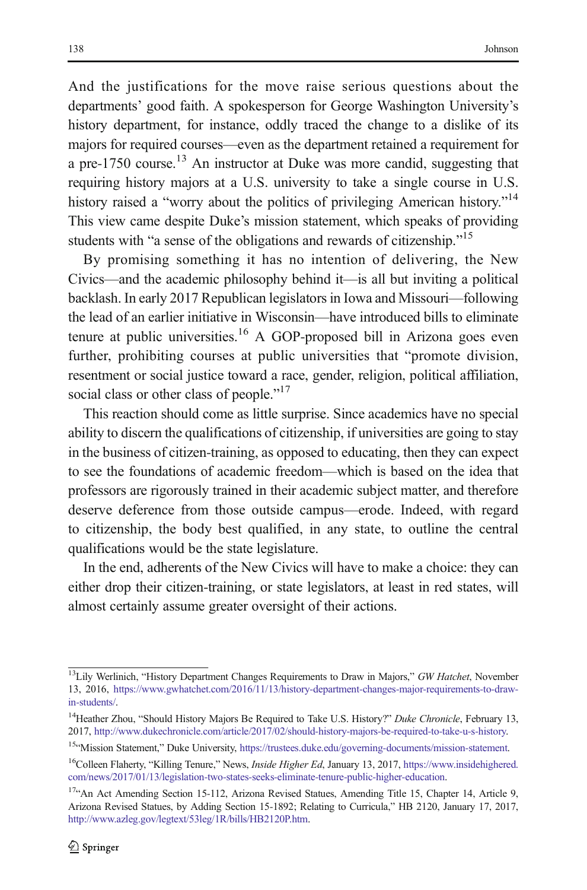And the justifications for the move raise serious questions about the departments' good faith. A spokesperson for George Washington University's history department, for instance, oddly traced the change to a dislike of its majors for required courses—even as the department retained a requirement for a pre-1750 course.[13] An instructor at Duke was more candid, suggesting that requiring history majors at a U.S. university to take a single course in U.S. history raised a "worry about the politics of privileging American history."[14] This view came despite Duke's mission statement, which speaks of providing students with "a sense of the obligations and rewards of citizenship."[15]

By promising something it has no intention of delivering, the New Civics—and the academic philosophy behind it—is all but inviting a political backlash. In early 2017 Republican legislators in Iowa and Missouri—following the lead of an earlier initiative in Wisconsin—have introduced bills to eliminate tenure at public universities.[16] A GOP-proposed bill in Arizona goes even further, prohibiting courses at public universities that "promote division, resentment or social justice toward a race, gender, religion, political affiliation, social class or other class of people."[17]

This reaction should come as little surprise. Since academics have no special ability to discern the qualifications of citizenship, if universities are going to stay in the business of citizen-training, as opposed to educating, then they can expect to see the foundations of academic freedom—which is based on the idea that professors are rigorously trained in their academic subject matter, and therefore deserve deference from those outside campus—erode. Indeed, with regard to citizenship, the body best qualified, in any state, to outline the central qualifications would be the state legislature.

In the end, adherents of the New Civics will have to make a choice: they can either drop their citizen-training, or state legislators, at least in red states, will almost certainly assume greater oversight of their actions.

---

[13] Lily Werlinich, "History Department Changes Requirements to Draw in Majors," *GW Hatchet*, November 13, 2016, https://www.gwhatchet.com/2016/11/13/history-department-changes-major-requirements-to-draw-in-students/.

[14] Heather Zhou, "Should History Majors Be Required to Take U.S. History?" *Duke Chronicle*, February 13, 2017, http://www.dukechronicle.com/article/2017/02/should-history-majors-be-required-to-take-u-s-history.

[15] "Mission Statement," Duke University, https://trustees.duke.edu/governing-documents/mission-statement.

[16] Colleen Flaherty, "Killing Tenure," News, *Inside Higher Ed*, January 13, 2017, https://www.insidehighered.com/news/2017/01/13/legislation-two-states-seeks-eliminate-tenure-public-higher-education.

[17] "An Act Amending Section 15-112, Arizona Revised Statues, Amending Title 15, Chapter 14, Article 9, Arizona Revised Statues, by Adding Section 15-1892; Relating to Curricula," HB 2120, January 17, 2017, http://www.azleg.gov/legtext/53leg/1R/bills/HB2120P.htm.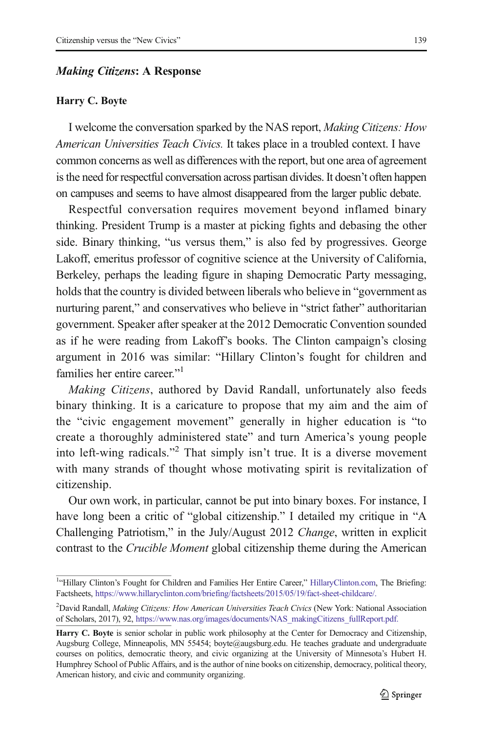### *Making Citizens*: A Response

**Harry C. Boyte**

I welcome the conversation sparked by the NAS report, *Making Citizens: How American Universities Teach Civics.* It takes place in a troubled context. I have common concerns as well as differences with the report, but one area of agreement is the need for respectful conversation across partisan divides. It doesn't often happen on campuses and seems to have almost disappeared from the larger public debate.

Respectful conversation requires movement beyond inflamed binary thinking. President Trump is a master at picking fights and debasing the other side. Binary thinking, "us versus them," is also fed by progressives. George Lakoff, emeritus professor of cognitive science at the University of California, Berkeley, perhaps the leading figure in shaping Democratic Party messaging, holds that the country is divided between liberals who believe in "government as nurturing parent," and conservatives who believe in "strict father" authoritarian government. Speaker after speaker at the 2012 Democratic Convention sounded as if he were reading from Lakoff's books. The Clinton campaign's closing argument in 2016 was similar: "Hillary Clinton's fought for children and families her entire career."[1]

*Making Citizens*, authored by David Randall, unfortunately also feeds binary thinking. It is a caricature to propose that my aim and the aim of the "civic engagement movement" generally in higher education is "to create a thoroughly administered state" and turn America's young people into left-wing radicals."[2] That simply isn't true. It is a diverse movement with many strands of thought whose motivating spirit is revitalization of citizenship.

Our own work, in particular, cannot be put into binary boxes. For instance, I have long been a critic of "global citizenship." I detailed my critique in "A Challenging Patriotism," in the July/August 2012 *Change*, written in explicit contrast to the *Crucible Moment* global citizenship theme during the American

---

[1] "Hillary Clinton's Fought for Children and Families Her Entire Career," HillaryClinton.com, The Briefing: Factsheets, https://www.hillaryclinton.com/briefing/factsheets/2015/05/19/fact-sheet-childcare/.

[2] David Randall, *Making Citizens: How American Universities Teach Civics* (New York: National Association of Scholars, 2017), 92, https://www.nas.org/images/documents/NAS_makingCitizens_fullReport.pdf.

**Harry C. Boyte** is senior scholar in public work philosophy at the Center for Democracy and Citizenship, Augsburg College, Minneapolis, MN 55454; boyte@augsburg.edu. He teaches graduate and undergraduate courses on politics, democratic theory, and civic organizing at the University of Minnesota's Hubert H. Humphrey School of Public Affairs, and is the author of nine books on citizenship, democracy, political theory, American history, and civic and community organizing.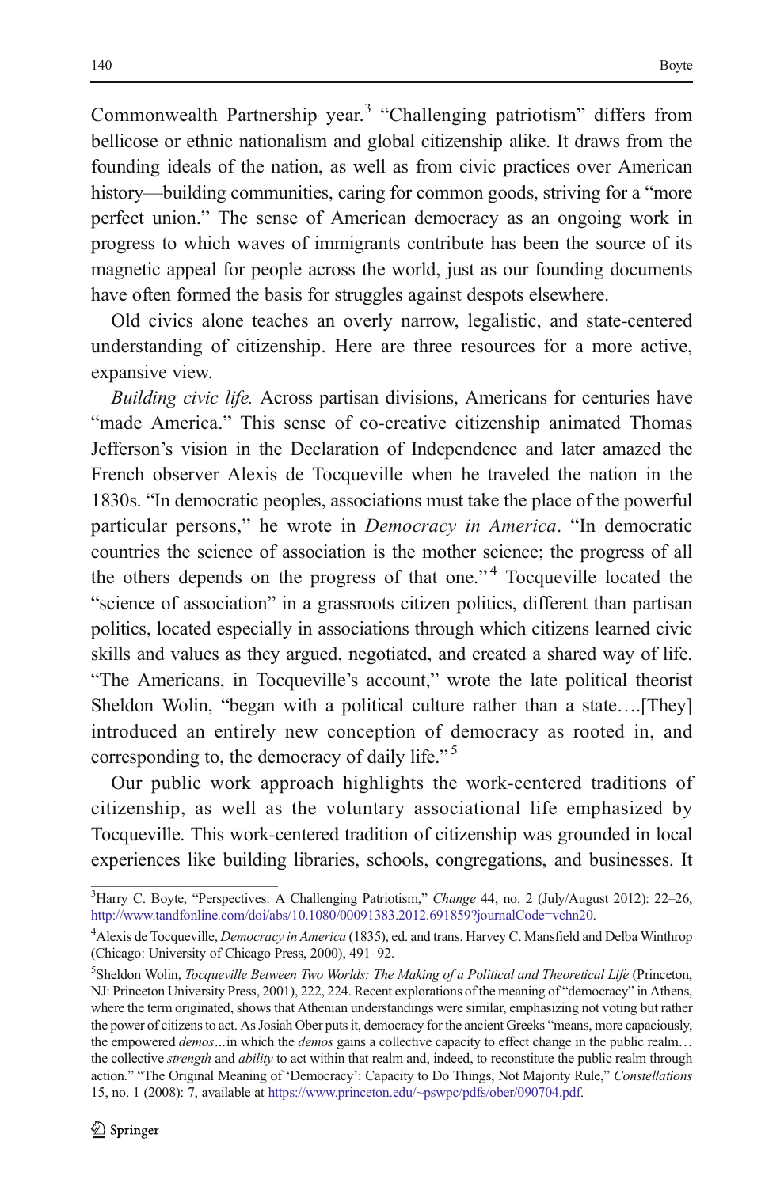Commonwealth Partnership year.[3] "Challenging patriotism" differs from bellicose or ethnic nationalism and global citizenship alike. It draws from the founding ideals of the nation, as well as from civic practices over American history—building communities, caring for common goods, striving for a "more perfect union." The sense of American democracy as an ongoing work in progress to which waves of immigrants contribute has been the source of its magnetic appeal for people across the world, just as our founding documents have often formed the basis for struggles against despots elsewhere.

Old civics alone teaches an overly narrow, legalistic, and state-centered understanding of citizenship. Here are three resources for a more active, expansive view.

*Building civic life.* Across partisan divisions, Americans for centuries have "made America." This sense of co-creative citizenship animated Thomas Jefferson's vision in the Declaration of Independence and later amazed the French observer Alexis de Tocqueville when he traveled the nation in the 1830s. "In democratic peoples, associations must take the place of the powerful particular persons," he wrote in *Democracy in America*. "In democratic countries the science of association is the mother science; the progress of all the others depends on the progress of that one."[4] Tocqueville located the "science of association" in a grassroots citizen politics, different than partisan politics, located especially in associations through which citizens learned civic skills and values as they argued, negotiated, and created a shared way of life. "The Americans, in Tocqueville's account," wrote the late political theorist Sheldon Wolin, "began with a political culture rather than a state….[They] introduced an entirely new conception of democracy as rooted in, and corresponding to, the democracy of daily life."[5]

Our public work approach highlights the work-centered traditions of citizenship, as well as the voluntary associational life emphasized by Tocqueville. This work-centered tradition of citizenship was grounded in local experiences like building libraries, schools, congregations, and businesses. It

---

[3] Harry C. Boyte, "Perspectives: A Challenging Patriotism," *Change* 44, no. 2 (July/August 2012): 22–26, http://www.tandfonline.com/doi/abs/10.1080/00091383.2012.691859?journalCode=vchn20.

[4] Alexis de Tocqueville, *Democracy in America* (1835), ed. and trans. Harvey C. Mansfield and Delba Winthrop (Chicago: University of Chicago Press, 2000), 491–92.

[5] Sheldon Wolin, *Tocqueville Between Two Worlds: The Making of a Political and Theoretical Life* (Princeton, NJ: Princeton University Press, 2001), 222, 224. Recent explorations of the meaning of "democracy" in Athens, where the term originated, shows that Athenian understandings were similar, emphasizing not voting but rather the power of citizens to act. As Josiah Ober puts it, democracy for the ancient Greeks "means, more capaciously, the empowered *demos*…in which the *demos* gains a collective capacity to effect change in the public realm… the collective *strength* and *ability* to act within that realm and, indeed, to reconstitute the public realm through action." "The Original Meaning of 'Democracy': Capacity to Do Things, Not Majority Rule," *Constellations* 15, no. 1 (2008): 7, available at https://www.princeton.edu/~pswpc/pdfs/ober/090704.pdf.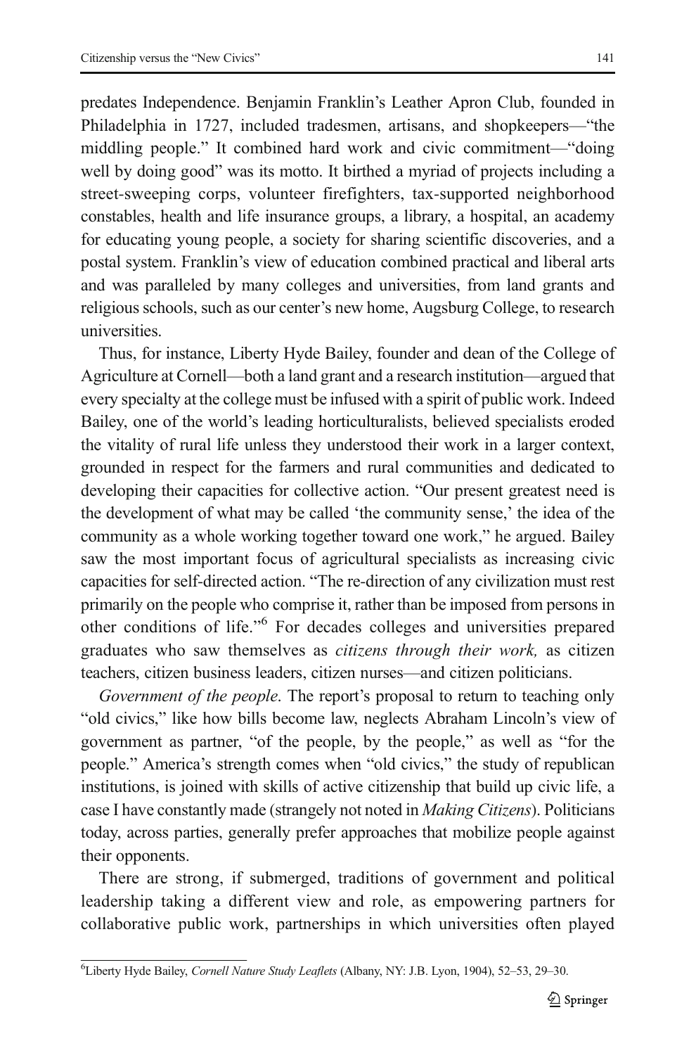predates Independence. Benjamin Franklin's Leather Apron Club, founded in Philadelphia in 1727, included tradesmen, artisans, and shopkeepers—"the middling people." It combined hard work and civic commitment—"doing well by doing good" was its motto. It birthed a myriad of projects including a street-sweeping corps, volunteer firefighters, tax-supported neighborhood constables, health and life insurance groups, a library, a hospital, an academy for educating young people, a society for sharing scientific discoveries, and a postal system. Franklin's view of education combined practical and liberal arts and was paralleled by many colleges and universities, from land grants and religious schools, such as our center's new home, Augsburg College, to research universities.

Thus, for instance, Liberty Hyde Bailey, founder and dean of the College of Agriculture at Cornell—both a land grant and a research institution—argued that every specialty at the college must be infused with a spirit of public work. Indeed Bailey, one of the world's leading horticulturalists, believed specialists eroded the vitality of rural life unless they understood their work in a larger context, grounded in respect for the farmers and rural communities and dedicated to developing their capacities for collective action. "Our present greatest need is the development of what may be called 'the community sense,' the idea of the community as a whole working together toward one work," he argued. Bailey saw the most important focus of agricultural specialists as increasing civic capacities for self-directed action. "The re-direction of any civilization must rest primarily on the people who comprise it, rather than be imposed from persons in other conditions of life."[6] For decades colleges and universities prepared graduates who saw themselves as *citizens through their work,* as citizen teachers, citizen business leaders, citizen nurses—and citizen politicians.

*Government of the people*. The report's proposal to return to teaching only "old civics," like how bills become law, neglects Abraham Lincoln's view of government as partner, "of the people, by the people," as well as "for the people." America's strength comes when "old civics," the study of republican institutions, is joined with skills of active citizenship that build up civic life, a case I have constantly made (strangely not noted in *Making Citizens*). Politicians today, across parties, generally prefer approaches that mobilize people against their opponents.

There are strong, if submerged, traditions of government and political leadership taking a different view and role, as empowering partners for collaborative public work, partnerships in which universities often played

---

[6] Liberty Hyde Bailey, *Cornell Nature Study Leaflets* (Albany, NY: J.B. Lyon, 1904), 52–53, 29–30.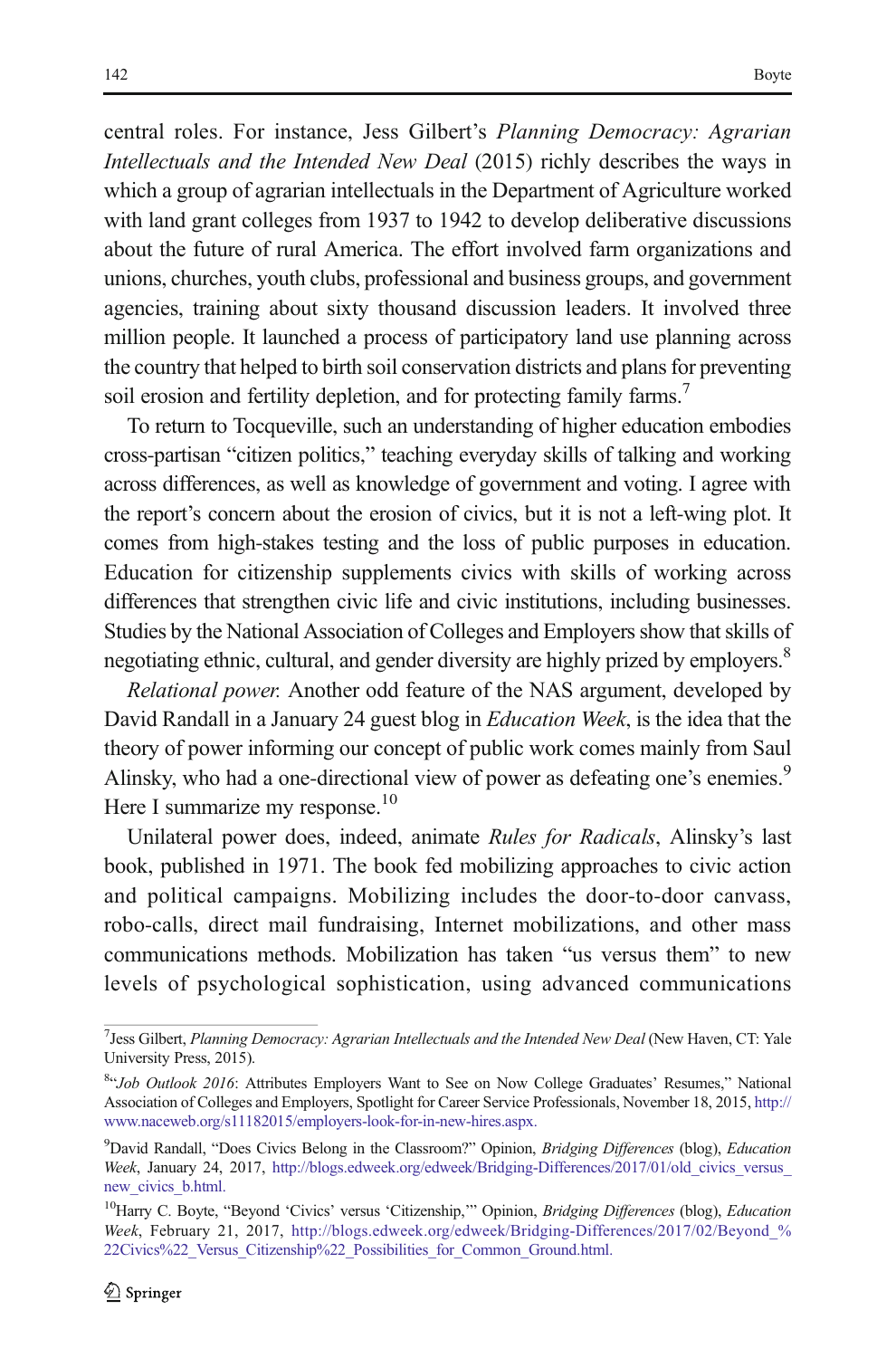central roles. For instance, Jess Gilbert's *Planning Democracy: Agrarian Intellectuals and the Intended New Deal* (2015) richly describes the ways in which a group of agrarian intellectuals in the Department of Agriculture worked with land grant colleges from 1937 to 1942 to develop deliberative discussions about the future of rural America. The effort involved farm organizations and unions, churches, youth clubs, professional and business groups, and government agencies, training about sixty thousand discussion leaders. It involved three million people. It launched a process of participatory land use planning across the country that helped to birth soil conservation districts and plans for preventing soil erosion and fertility depletion, and for protecting family farms.[7]

To return to Tocqueville, such an understanding of higher education embodies cross-partisan "citizen politics," teaching everyday skills of talking and working across differences, as well as knowledge of government and voting. I agree with the report's concern about the erosion of civics, but it is not a left-wing plot. It comes from high-stakes testing and the loss of public purposes in education. Education for citizenship supplements civics with skills of working across differences that strengthen civic life and civic institutions, including businesses. Studies by the National Association of Colleges and Employers show that skills of negotiating ethnic, cultural, and gender diversity are highly prized by employers.[8]

*Relational power.* Another odd feature of the NAS argument, developed by David Randall in a January 24 guest blog in *Education Week*, is the idea that the theory of power informing our concept of public work comes mainly from Saul Alinsky, who had a one-directional view of power as defeating one's enemies.[9] Here I summarize my response.[10]

Unilateral power does, indeed, animate *Rules for Radicals*, Alinsky's last book, published in 1971. The book fed mobilizing approaches to civic action and political campaigns. Mobilizing includes the door-to-door canvass, robo-calls, direct mail fundraising, Internet mobilizations, and other mass communications methods. Mobilization has taken "us versus them" to new levels of psychological sophistication, using advanced communications

---

[7] Jess Gilbert, *Planning Democracy: Agrarian Intellectuals and the Intended New Deal* (New Haven, CT: Yale University Press, 2015).

[8] "*Job Outlook 2016*: Attributes Employers Want to See on Now College Graduates' Resumes," National Association of Colleges and Employers, Spotlight for Career Service Professionals, November 18, 2015, http://www.naceweb.org/s11182015/employers-look-for-in-new-hires.aspx.

[9] David Randall, "Does Civics Belong in the Classroom?" Opinion, *Bridging Differences* (blog), *Education Week*, January 24, 2017, http://blogs.edweek.org/edweek/Bridging-Differences/2017/01/old_civics_versus_new_civics_b.html.

[10] Harry C. Boyte, "Beyond 'Civics' versus 'Citizenship,'" Opinion, *Bridging Differences* (blog), *Education Week*, February 21, 2017, http://blogs.edweek.org/edweek/Bridging-Differences/2017/02/Beyond_%22Civics%22_Versus_Citizenship%22_Possibilities_for_Common_Ground.html.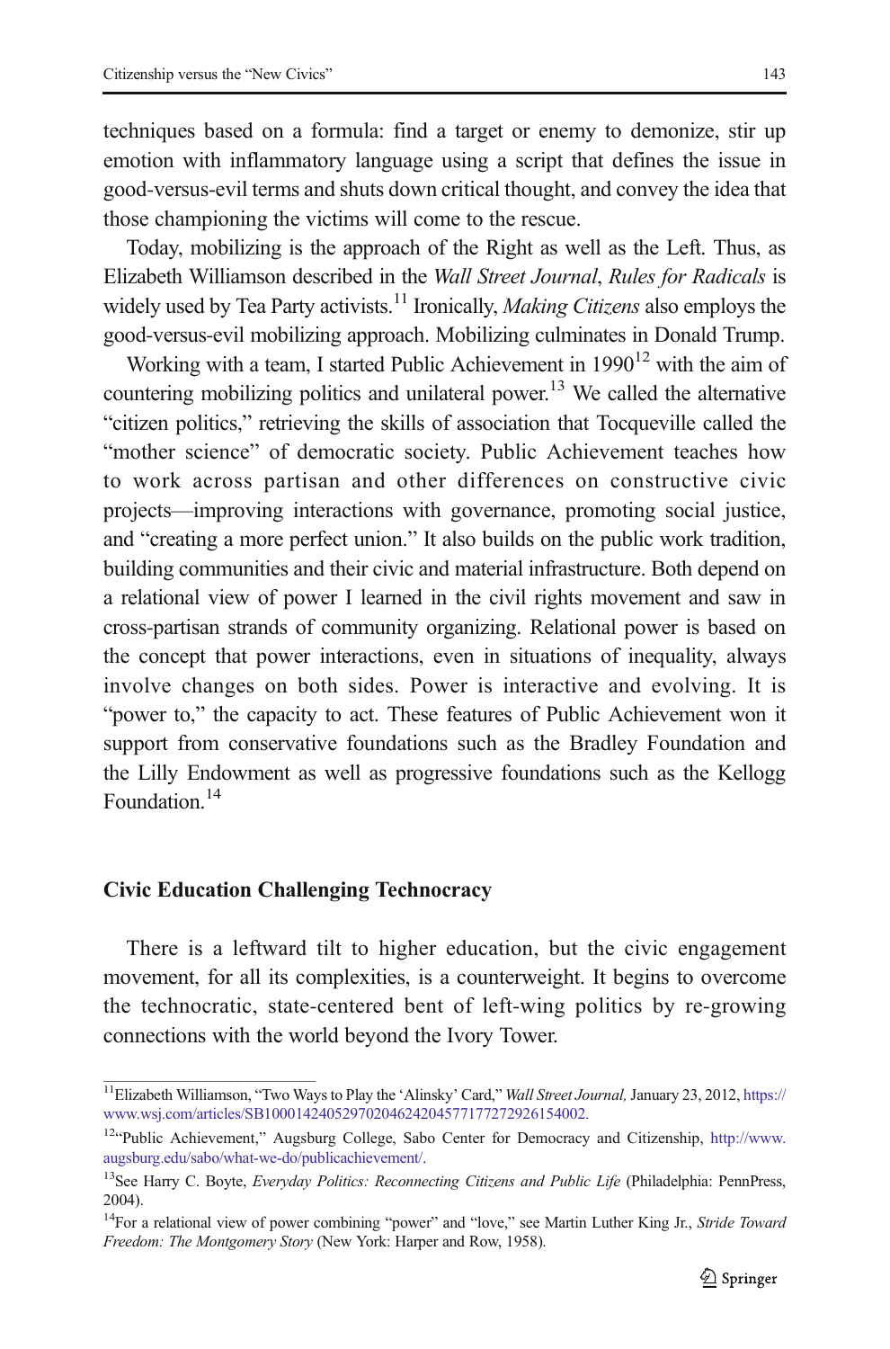techniques based on a formula: find a target or enemy to demonize, stir up emotion with inflammatory language using a script that defines the issue in good-versus-evil terms and shuts down critical thought, and convey the idea that those championing the victims will come to the rescue.

Today, mobilizing is the approach of the Right as well as the Left. Thus, as Elizabeth Williamson described in the *Wall Street Journal*, *Rules for Radicals* is widely used by Tea Party activists.[11] Ironically, *Making Citizens* also employs the good-versus-evil mobilizing approach. Mobilizing culminates in Donald Trump.

Working with a team, I started Public Achievement in 1990[12] with the aim of countering mobilizing politics and unilateral power.[13] We called the alternative "citizen politics," retrieving the skills of association that Tocqueville called the "mother science" of democratic society. Public Achievement teaches how to work across partisan and other differences on constructive civic projects—improving interactions with governance, promoting social justice, and "creating a more perfect union." It also builds on the public work tradition, building communities and their civic and material infrastructure. Both depend on a relational view of power I learned in the civil rights movement and saw in cross-partisan strands of community organizing. Relational power is based on the concept that power interactions, even in situations of inequality, always involve changes on both sides. Power is interactive and evolving. It is "power to," the capacity to act. These features of Public Achievement won it support from conservative foundations such as the Bradley Foundation and the Lilly Endowment as well as progressive foundations such as the Kellogg Foundation.[14]

### Civic Education Challenging Technocracy

There is a leftward tilt to higher education, but the civic engagement movement, for all its complexities, is a counterweight. It begins to overcome the technocratic, state-centered bent of left-wing politics by re-growing connections with the world beyond the Ivory Tower.

---

[11] Elizabeth Williamson, "Two Ways to Play the 'Alinsky' Card," *Wall Street Journal*, January 23, 2012, https://www.wsj.com/articles/SB10001424052970204624204577177272926154002.

[12] "Public Achievement," Augsburg College, Sabo Center for Democracy and Citizenship, http://www.augsburg.edu/sabo/what-we-do/publicachievement/.

[13] See Harry C. Boyte, *Everyday Politics: Reconnecting Citizens and Public Life* (Philadelphia: PennPress, 2004).

[14] For a relational view of power combining "power" and "love," see Martin Luther King Jr., *Stride Toward Freedom: The Montgomery Story* (New York: Harper and Row, 1958).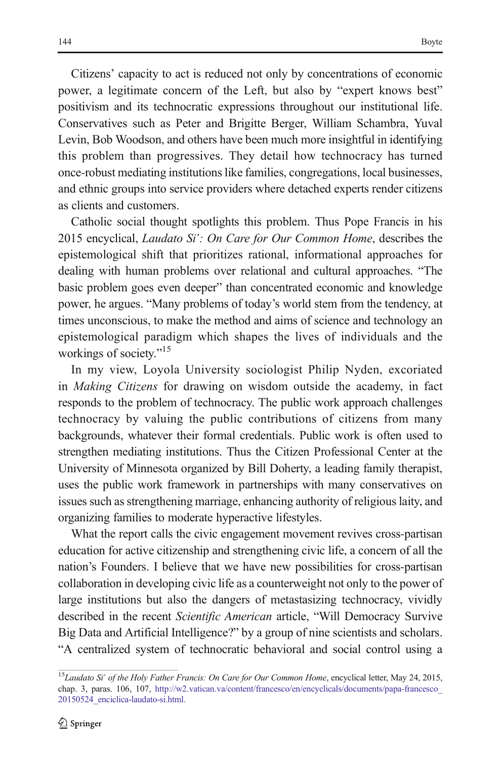Citizens' capacity to act is reduced not only by concentrations of economic power, a legitimate concern of the Left, but also by "expert knows best" positivism and its technocratic expressions throughout our institutional life. Conservatives such as Peter and Brigitte Berger, William Schambra, Yuval Levin, Bob Woodson, and others have been much more insightful in identifying this problem than progressives. They detail how technocracy has turned once-robust mediating institutions like families, congregations, local businesses, and ethnic groups into service providers where detached experts render citizens as clients and customers.

Catholic social thought spotlights this problem. Thus Pope Francis in his 2015 encyclical, *Laudato Si': On Care for Our Common Home*, describes the epistemological shift that prioritizes rational, informational approaches for dealing with human problems over relational and cultural approaches. "The basic problem goes even deeper" than concentrated economic and knowledge power, he argues. "Many problems of today's world stem from the tendency, at times unconscious, to make the method and aims of science and technology an epistemological paradigm which shapes the lives of individuals and the workings of society."[15]

In my view, Loyola University sociologist Philip Nyden, excoriated in *Making Citizens* for drawing on wisdom outside the academy, in fact responds to the problem of technocracy. The public work approach challenges technocracy by valuing the public contributions of citizens from many backgrounds, whatever their formal credentials. Public work is often used to strengthen mediating institutions. Thus the Citizen Professional Center at the University of Minnesota organized by Bill Doherty, a leading family therapist, uses the public work framework in partnerships with many conservatives on issues such as strengthening marriage, enhancing authority of religious laity, and organizing families to moderate hyperactive lifestyles.

What the report calls the civic engagement movement revives cross-partisan education for active citizenship and strengthening civic life, a concern of all the nation's Founders. I believe that we have new possibilities for cross-partisan collaboration in developing civic life as a counterweight not only to the power of large institutions but also the dangers of metastasizing technocracy, vividly described in the recent *Scientific American* article, "Will Democracy Survive Big Data and Artificial Intelligence?" by a group of nine scientists and scholars. "A centralized system of technocratic behavioral and social control using a

---

[15] *Laudato Si' of the Holy Father Francis: On Care for Our Common Home*, encyclical letter, May 24, 2015, chap. 3, paras. 106, 107, http://w2.vatican.va/content/francesco/en/encyclicals/documents/papa-francesco_20150524_enciclica-laudato-si.html.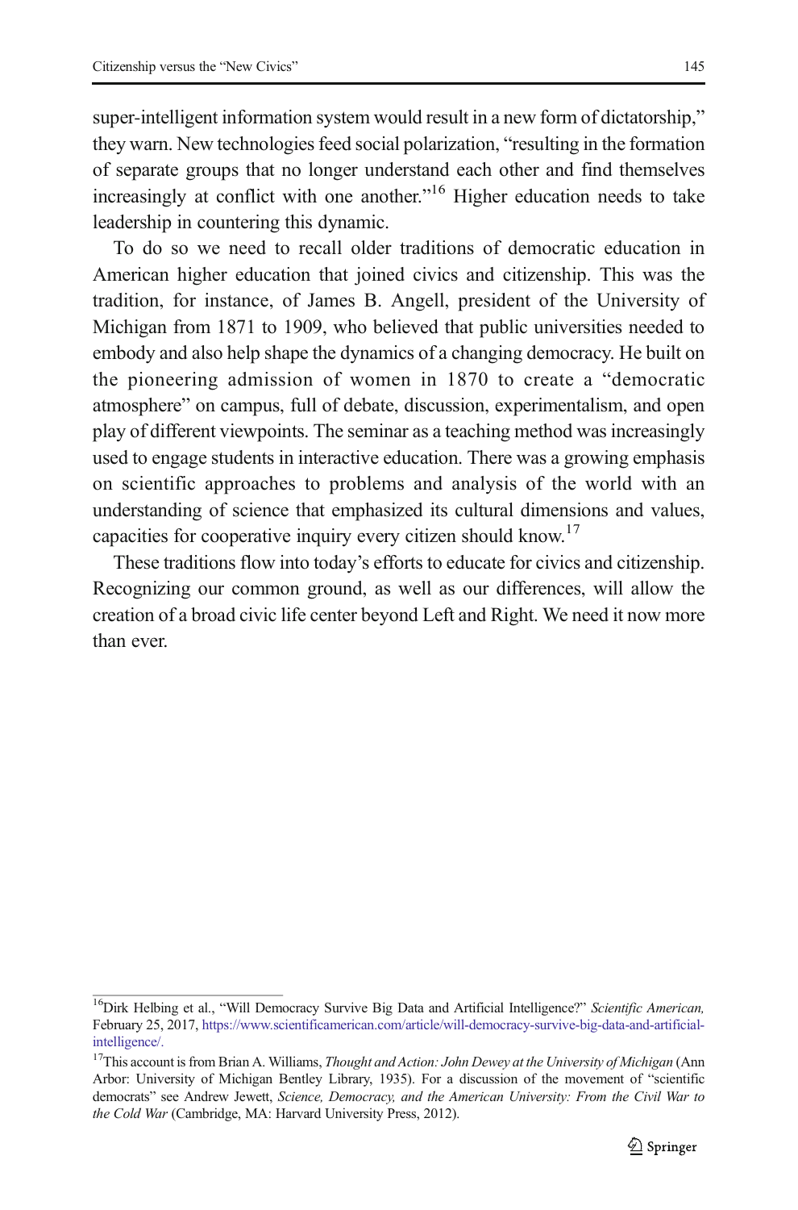super-intelligent information system would result in a new form of dictatorship," they warn. New technologies feed social polarization, "resulting in the formation of separate groups that no longer understand each other and find themselves increasingly at conflict with one another."[16] Higher education needs to take leadership in countering this dynamic.

To do so we need to recall older traditions of democratic education in American higher education that joined civics and citizenship. This was the tradition, for instance, of James B. Angell, president of the University of Michigan from 1871 to 1909, who believed that public universities needed to embody and also help shape the dynamics of a changing democracy. He built on the pioneering admission of women in 1870 to create a "democratic atmosphere" on campus, full of debate, discussion, experimentalism, and open play of different viewpoints. The seminar as a teaching method was increasingly used to engage students in interactive education. There was a growing emphasis on scientific approaches to problems and analysis of the world with an understanding of science that emphasized its cultural dimensions and values, capacities for cooperative inquiry every citizen should know.[17]

These traditions flow into today's efforts to educate for civics and citizenship. Recognizing our common ground, as well as our differences, will allow the creation of a broad civic life center beyond Left and Right. We need it now more than ever.

---

[16] Dirk Helbing et al., "Will Democracy Survive Big Data and Artificial Intelligence?" *Scientific American,* February 25, 2017, https://www.scientificamerican.com/article/will-democracy-survive-big-data-and-artificial-intelligence/.

[17] This account is from Brian A. Williams, *Thought and Action: John Dewey at the University of Michigan* (Ann Arbor: University of Michigan Bentley Library, 1935). For a discussion of the movement of "scientific democrats" see Andrew Jewett, *Science, Democracy, and the American University: From the Civil War to the Cold War* (Cambridge, MA: Harvard University Press, 2012).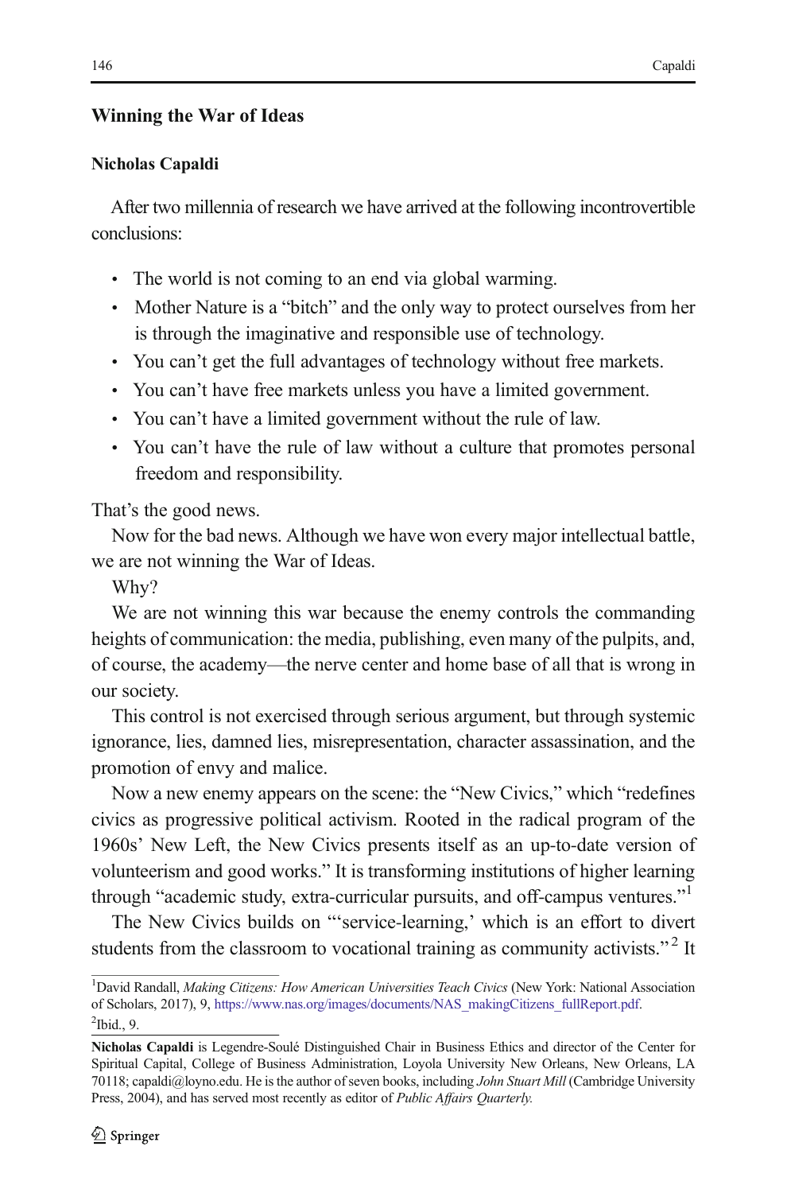## Winning the War of Ideas

**Nicholas Capaldi**

After two millennia of research we have arrived at the following incontrovertible conclusions:

- The world is not coming to an end via global warming.
- Mother Nature is a "bitch" and the only way to protect ourselves from her is through the imaginative and responsible use of technology.
- You can't get the full advantages of technology without free markets.
- You can't have free markets unless you have a limited government.
- You can't have a limited government without the rule of law.
- You can't have the rule of law without a culture that promotes personal freedom and responsibility.

That's the good news.

Now for the bad news. Although we have won every major intellectual battle, we are not winning the War of Ideas.

Why?

We are not winning this war because the enemy controls the commanding heights of communication: the media, publishing, even many of the pulpits, and, of course, the academy—the nerve center and home base of all that is wrong in our society.

This control is not exercised through serious argument, but through systemic ignorance, lies, damned lies, misrepresentation, character assassination, and the promotion of envy and malice.

Now a new enemy appears on the scene: the "New Civics," which "redefines civics as progressive political activism. Rooted in the radical program of the 1960s' New Left, the New Civics presents itself as an up-to-date version of volunteerism and good works." It is transforming institutions of higher learning through "academic study, extra-curricular pursuits, and off-campus ventures."[1]

The New Civics builds on "'service-learning,' which is an effort to divert students from the classroom to vocational training as community activists."[2] It

[1] David Randall, *Making Citizens: How American Universities Teach Civics* (New York: National Association of Scholars, 2017), 9, https://www.nas.org/images/documents/NAS_makingCitizens_fullReport.pdf.

[2] Ibid., 9.

**Nicholas Capaldi** is Legendre-Soulé Distinguished Chair in Business Ethics and director of the Center for Spiritual Capital, College of Business Administration, Loyola University New Orleans, New Orleans, LA 70118; capaldi@loyno.edu. He is the author of seven books, including *John Stuart Mill* (Cambridge University Press, 2004), and has served most recently as editor of *Public Affairs Quarterly.*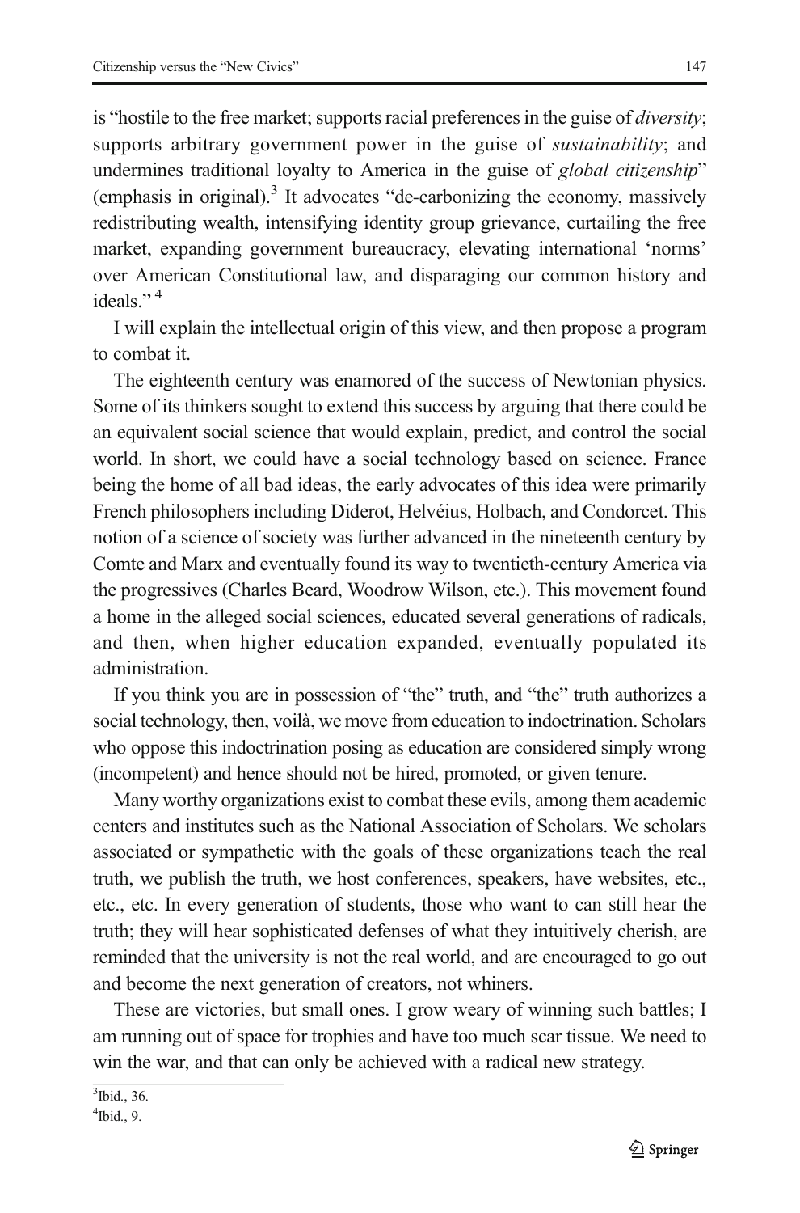is "hostile to the free market; supports racial preferences in the guise of *diversity*; supports arbitrary government power in the guise of *sustainability*; and undermines traditional loyalty to America in the guise of *global citizenship*" (emphasis in original).[3] It advocates "de-carbonizing the economy, massively redistributing wealth, intensifying identity group grievance, curtailing the free market, expanding government bureaucracy, elevating international 'norms' over American Constitutional law, and disparaging our common history and ideals."[4]

I will explain the intellectual origin of this view, and then propose a program to combat it.

The eighteenth century was enamored of the success of Newtonian physics. Some of its thinkers sought to extend this success by arguing that there could be an equivalent social science that would explain, predict, and control the social world. In short, we could have a social technology based on science. France being the home of all bad ideas, the early advocates of this idea were primarily French philosophers including Diderot, Helvéius, Holbach, and Condorcet. This notion of a science of society was further advanced in the nineteenth century by Comte and Marx and eventually found its way to twentieth-century America via the progressives (Charles Beard, Woodrow Wilson, etc.). This movement found a home in the alleged social sciences, educated several generations of radicals, and then, when higher education expanded, eventually populated its administration.

If you think you are in possession of "the" truth, and "the" truth authorizes a social technology, then, voilà, we move from education to indoctrination. Scholars who oppose this indoctrination posing as education are considered simply wrong (incompetent) and hence should not be hired, promoted, or given tenure.

Many worthy organizations exist to combat these evils, among them academic centers and institutes such as the National Association of Scholars. We scholars associated or sympathetic with the goals of these organizations teach the real truth, we publish the truth, we host conferences, speakers, have websites, etc., etc., etc. In every generation of students, those who want to can still hear the truth; they will hear sophisticated defenses of what they intuitively cherish, are reminded that the university is not the real world, and are encouraged to go out and become the next generation of creators, not whiners.

These are victories, but small ones. I grow weary of winning such battles; I am running out of space for trophies and have too much scar tissue. We need to win the war, and that can only be achieved with a radical new strategy.

[3] Ibid., 36.

[4] Ibid., 9.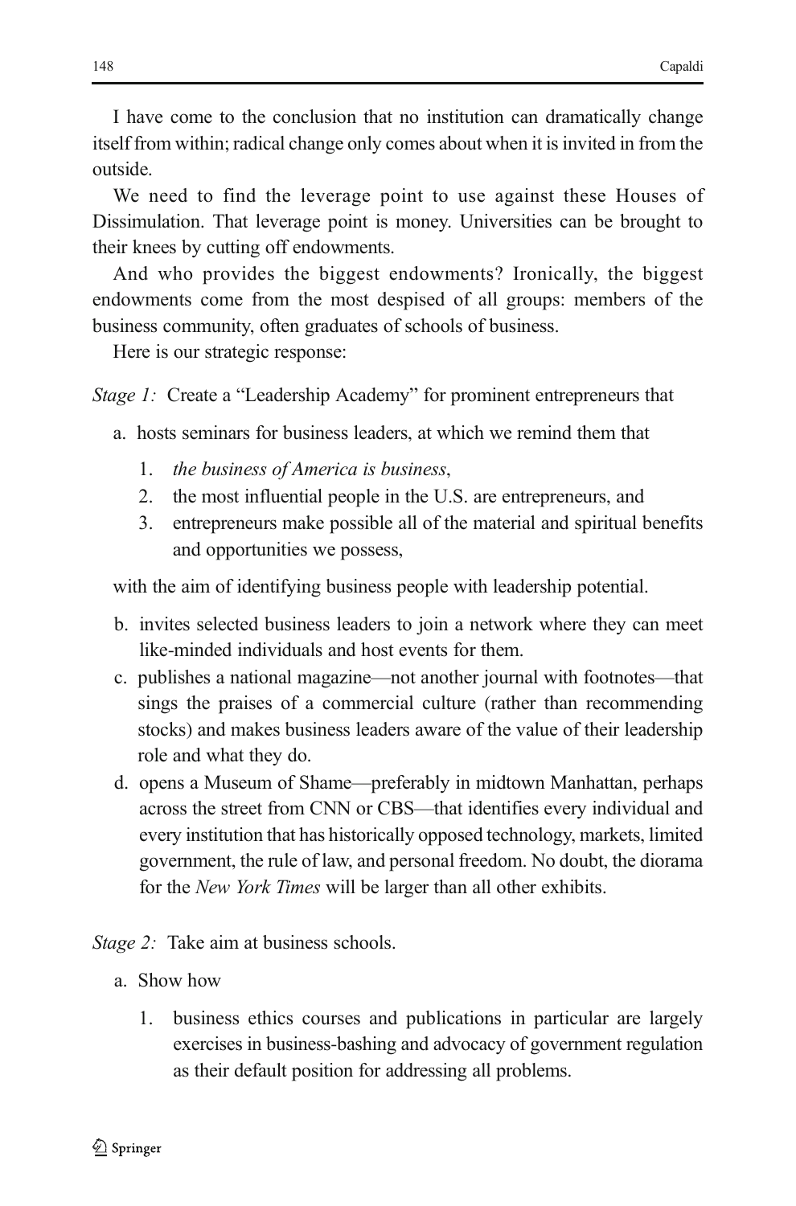I have come to the conclusion that no institution can dramatically change itself from within; radical change only comes about when it is invited in from the outside.

We need to find the leverage point to use against these Houses of Dissimulation. That leverage point is money. Universities can be brought to their knees by cutting off endowments.

And who provides the biggest endowments? Ironically, the biggest endowments come from the most despised of all groups: members of the business community, often graduates of schools of business.

Here is our strategic response:

*Stage 1:* Create a "Leadership Academy" for prominent entrepreneurs that

a. hosts seminars for business leaders, at which we remind them that

   1. *the business of America is business*,
   2. the most influential people in the U.S. are entrepreneurs, and
   3. entrepreneurs make possible all of the material and spiritual benefits and opportunities we possess,

   with the aim of identifying business people with leadership potential.

b. invites selected business leaders to join a network where they can meet like-minded individuals and host events for them.

c. publishes a national magazine—not another journal with footnotes—that sings the praises of a commercial culture (rather than recommending stocks) and makes business leaders aware of the value of their leadership role and what they do.

d. opens a Museum of Shame—preferably in midtown Manhattan, perhaps across the street from CNN or CBS—that identifies every individual and every institution that has historically opposed technology, markets, limited government, the rule of law, and personal freedom. No doubt, the diorama for the *New York Times* will be larger than all other exhibits.

*Stage 2:* Take aim at business schools.

a. Show how

   1. business ethics courses and publications in particular are largely exercises in business-bashing and advocacy of government regulation as their default position for addressing all problems.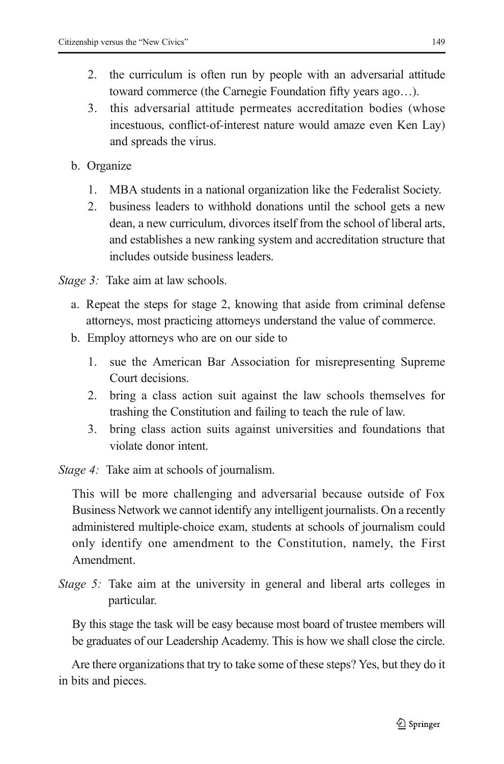2. the curriculum is often run by people with an adversarial attitude toward commerce (the Carnegie Foundation fifty years ago…).
3. this adversarial attitude permeates accreditation bodies (whose incestuous, conflict-of-interest nature would amaze even Ken Lay) and spreads the virus.

b. Organize

1. MBA students in a national organization like the Federalist Society.
2. business leaders to withhold donations until the school gets a new dean, a new curriculum, divorces itself from the school of liberal arts, and establishes a new ranking system and accreditation structure that includes outside business leaders.

*Stage 3:* Take aim at law schools.

a. Repeat the steps for stage 2, knowing that aside from criminal defense attorneys, most practicing attorneys understand the value of commerce.
b. Employ attorneys who are on our side to

1. sue the American Bar Association for misrepresenting Supreme Court decisions.
2. bring a class action suit against the law schools themselves for trashing the Constitution and failing to teach the rule of law.
3. bring class action suits against universities and foundations that violate donor intent.

*Stage 4:* Take aim at schools of journalism.

This will be more challenging and adversarial because outside of Fox Business Network we cannot identify any intelligent journalists. On a recently administered multiple-choice exam, students at schools of journalism could only identify one amendment to the Constitution, namely, the First Amendment.

*Stage 5:* Take aim at the university in general and liberal arts colleges in particular.

By this stage the task will be easy because most board of trustee members will be graduates of our Leadership Academy. This is how we shall close the circle.

Are there organizations that try to take some of these steps? Yes, but they do it in bits and pieces.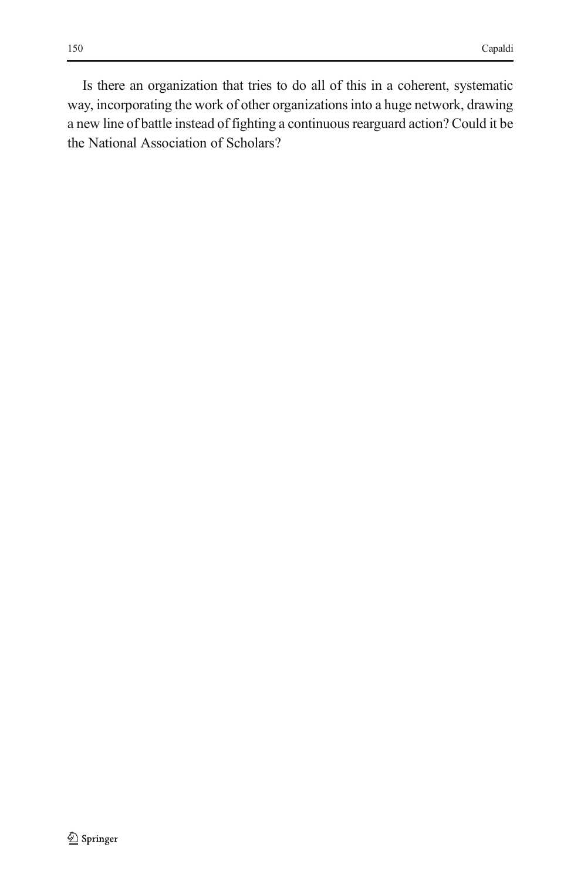Is there an organization that tries to do all of this in a coherent, systematic way, incorporating the work of other organizations into a huge network, drawing a new line of battle instead of fighting a continuous rearguard action? Could it be the National Association of Scholars?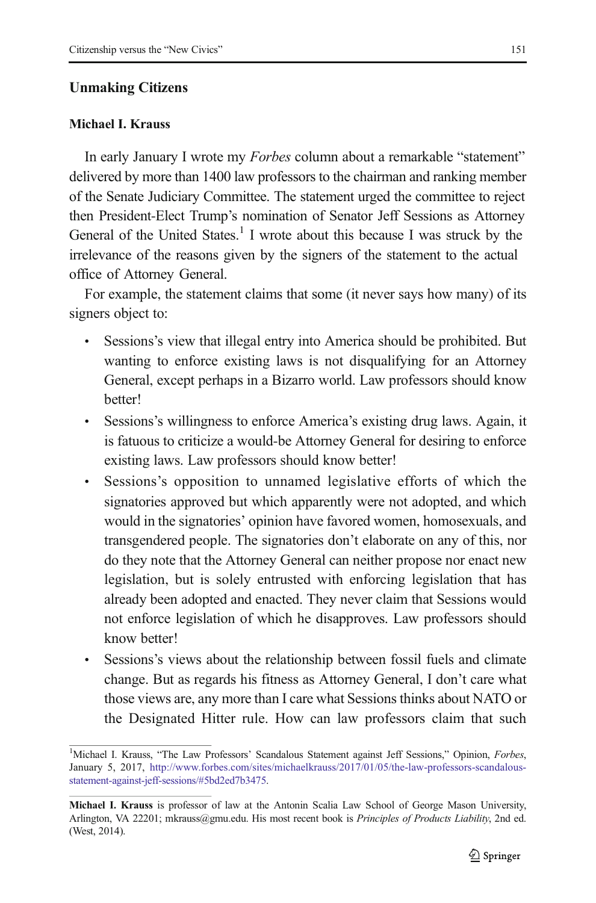## Unmaking Citizens

### Michael I. Krauss

In early January I wrote my *Forbes* column about a remarkable "statement" delivered by more than 1400 law professors to the chairman and ranking member of the Senate Judiciary Committee. The statement urged the committee to reject then President-Elect Trump's nomination of Senator Jeff Sessions as Attorney General of the United States.[1] I wrote about this because I was struck by the irrelevance of the reasons given by the signers of the statement to the actual office of Attorney General.

For example, the statement claims that some (it never says how many) of its signers object to:

- Sessions's view that illegal entry into America should be prohibited. But wanting to enforce existing laws is not disqualifying for an Attorney General, except perhaps in a Bizarro world. Law professors should know better!
- Sessions's willingness to enforce America's existing drug laws. Again, it is fatuous to criticize a would-be Attorney General for desiring to enforce existing laws. Law professors should know better!
- Sessions's opposition to unnamed legislative efforts of which the signatories approved but which apparently were not adopted, and which would in the signatories' opinion have favored women, homosexuals, and transgendered people. The signatories don't elaborate on any of this, nor do they note that the Attorney General can neither propose nor enact new legislation, but is solely entrusted with enforcing legislation that has already been adopted and enacted. They never claim that Sessions would not enforce legislation of which he disapproves. Law professors should know better!
- Sessions's views about the relationship between fossil fuels and climate change. But as regards his fitness as Attorney General, I don't care what those views are, any more than I care what Sessions thinks about NATO or the Designated Hitter rule. How can law professors claim that such

---

[1] Michael I. Krauss, "The Law Professors' Scandalous Statement against Jeff Sessions," Opinion, *Forbes*, January 5, 2017, http://www.forbes.com/sites/michaelkrauss/2017/01/05/the-law-professors-scandalous-statement-against-jeff-sessions/#5bd2ed7b3475.

**Michael I. Krauss** is professor of law at the Antonin Scalia Law School of George Mason University, Arlington, VA 22201; mkrauss@gmu.edu. His most recent book is *Principles of Products Liability*, 2nd ed. (West, 2014).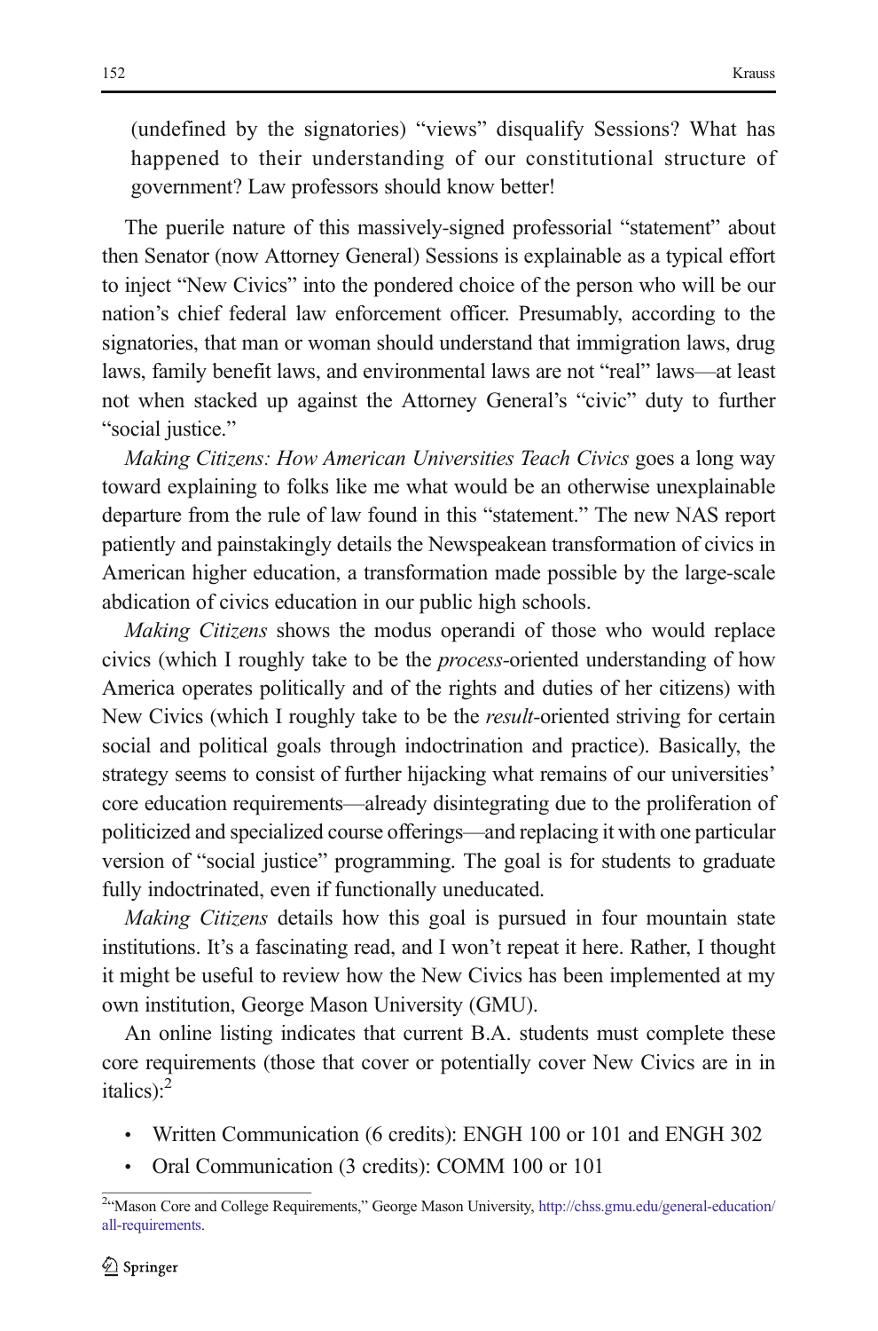(undefined by the signatories) "views" disqualify Sessions? What has happened to their understanding of our constitutional structure of government? Law professors should know better!

The puerile nature of this massively-signed professorial "statement" about then Senator (now Attorney General) Sessions is explainable as a typical effort to inject "New Civics" into the pondered choice of the person who will be our nation's chief federal law enforcement officer. Presumably, according to the signatories, that man or woman should understand that immigration laws, drug laws, family benefit laws, and environmental laws are not "real" laws—at least not when stacked up against the Attorney General's "civic" duty to further "social justice."

*Making Citizens: How American Universities Teach Civics* goes a long way toward explaining to folks like me what would be an otherwise unexplainable departure from the rule of law found in this "statement." The new NAS report patiently and painstakingly details the Newspeakean transformation of civics in American higher education, a transformation made possible by the large-scale abdication of civics education in our public high schools.

*Making Citizens* shows the modus operandi of those who would replace civics (which I roughly take to be the *process*-oriented understanding of how America operates politically and of the rights and duties of her citizens) with New Civics (which I roughly take to be the *result*-oriented striving for certain social and political goals through indoctrination and practice). Basically, the strategy seems to consist of further hijacking what remains of our universities' core education requirements—already disintegrating due to the proliferation of politicized and specialized course offerings—and replacing it with one particular version of "social justice" programming. The goal is for students to graduate fully indoctrinated, even if functionally uneducated.

*Making Citizens* details how this goal is pursued in four mountain state institutions. It's a fascinating read, and I won't repeat it here. Rather, I thought it might be useful to review how the New Civics has been implemented at my own institution, George Mason University (GMU).

An online listing indicates that current B.A. students must complete these core requirements (those that cover or potentially cover New Civics are in in italics):[2]

- Written Communication (6 credits): ENGH 100 or 101 and ENGH 302
- Oral Communication (3 credits): COMM 100 or 101

[2] "Mason Core and College Requirements," George Mason University, http://chss.gmu.edu/general-education/all-requirements.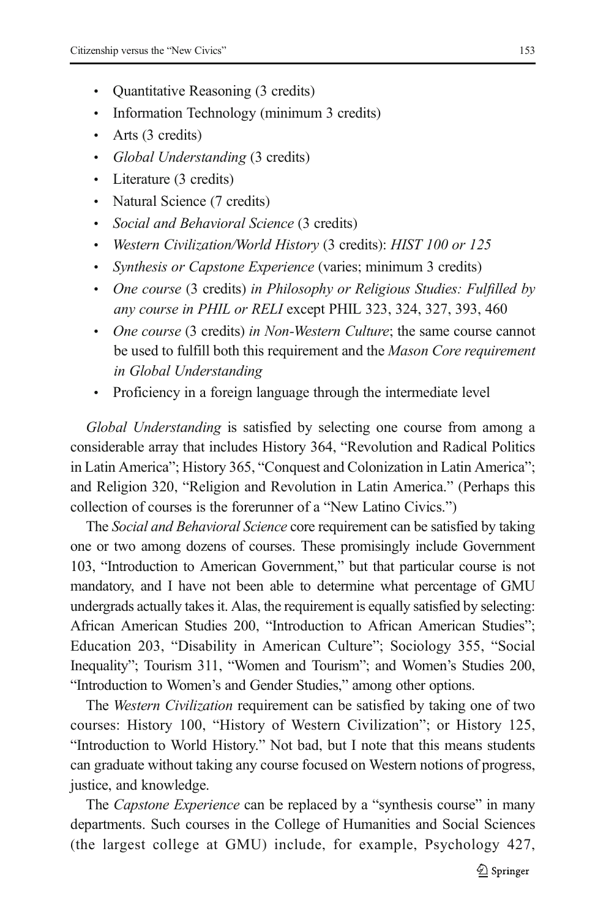- Quantitative Reasoning (3 credits)
- Information Technology (minimum 3 credits)
- Arts (3 credits)
- *Global Understanding* (3 credits)
- Literature (3 credits)
- Natural Science (7 credits)
- *Social and Behavioral Science* (3 credits)
- *Western Civilization/World History* (3 credits): *HIST 100 or 125*
- *Synthesis or Capstone Experience* (varies; minimum 3 credits)
- *One course* (3 credits) *in Philosophy or Religious Studies: Fulfilled by any course in PHIL or RELI* except PHIL 323, 324, 327, 393, 460
- *One course* (3 credits) *in Non-Western Culture*; the same course cannot be used to fulfill both this requirement and the *Mason Core requirement in Global Understanding*
- Proficiency in a foreign language through the intermediate level

*Global Understanding* is satisfied by selecting one course from among a considerable array that includes History 364, "Revolution and Radical Politics in Latin America"; History 365, "Conquest and Colonization in Latin America"; and Religion 320, "Religion and Revolution in Latin America." (Perhaps this collection of courses is the forerunner of a "New Latino Civics.")

The *Social and Behavioral Science* core requirement can be satisfied by taking one or two among dozens of courses. These promisingly include Government 103, "Introduction to American Government," but that particular course is not mandatory, and I have not been able to determine what percentage of GMU undergrads actually takes it. Alas, the requirement is equally satisfied by selecting: African American Studies 200, "Introduction to African American Studies"; Education 203, "Disability in American Culture"; Sociology 355, "Social Inequality"; Tourism 311, "Women and Tourism"; and Women's Studies 200, "Introduction to Women's and Gender Studies," among other options.

The *Western Civilization* requirement can be satisfied by taking one of two courses: History 100, "History of Western Civilization"; or History 125, "Introduction to World History." Not bad, but I note that this means students can graduate without taking any course focused on Western notions of progress, justice, and knowledge.

The *Capstone Experience* can be replaced by a "synthesis course" in many departments. Such courses in the College of Humanities and Social Sciences (the largest college at GMU) include, for example, Psychology 427,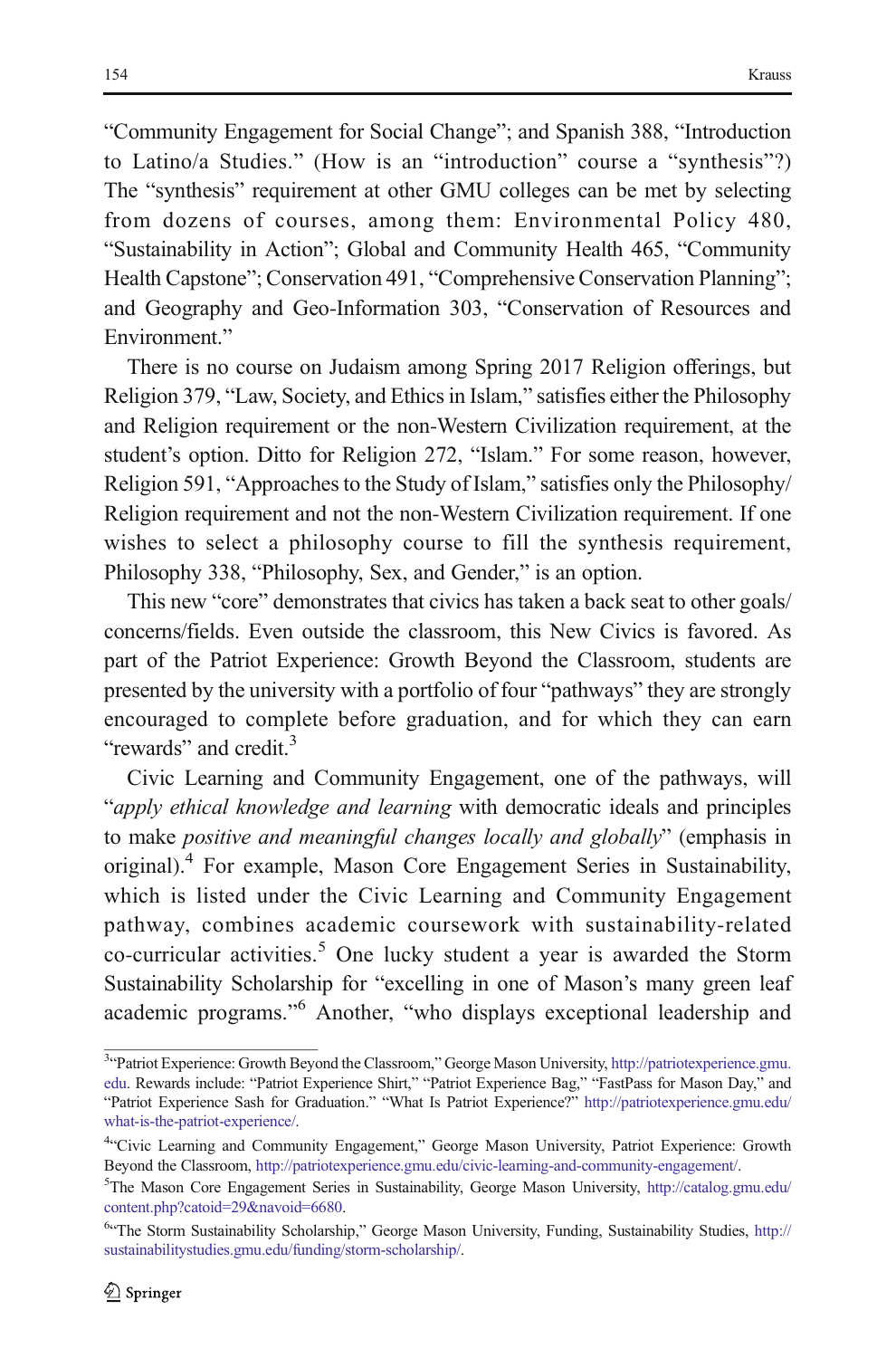"Community Engagement for Social Change"; and Spanish 388, "Introduction to Latino/a Studies." (How is an "introduction" course a "synthesis"?) The "synthesis" requirement at other GMU colleges can be met by selecting from dozens of courses, among them: Environmental Policy 480, "Sustainability in Action"; Global and Community Health 465, "Community Health Capstone"; Conservation 491, "Comprehensive Conservation Planning"; and Geography and Geo-Information 303, "Conservation of Resources and Environment."

There is no course on Judaism among Spring 2017 Religion offerings, but Religion 379, "Law, Society, and Ethics in Islam," satisfies either the Philosophy and Religion requirement or the non-Western Civilization requirement, at the student's option. Ditto for Religion 272, "Islam." For some reason, however, Religion 591, "Approaches to the Study of Islam," satisfies only the Philosophy/Religion requirement and not the non-Western Civilization requirement. If one wishes to select a philosophy course to fill the synthesis requirement, Philosophy 338, "Philosophy, Sex, and Gender," is an option.

This new "core" demonstrates that civics has taken a back seat to other goals/concerns/fields. Even outside the classroom, this New Civics is favored. As part of the Patriot Experience: Growth Beyond the Classroom, students are presented by the university with a portfolio of four "pathways" they are strongly encouraged to complete before graduation, and for which they can earn "rewards" and credit.[3]

Civic Learning and Community Engagement, one of the pathways, will "*apply ethical knowledge and learning* with democratic ideals and principles to make *positive and meaningful changes locally and globally*" (emphasis in original).[4] For example, Mason Core Engagement Series in Sustainability, which is listed under the Civic Learning and Community Engagement pathway, combines academic coursework with sustainability-related co-curricular activities.[5] One lucky student a year is awarded the Storm Sustainability Scholarship for "excelling in one of Mason's many green leaf academic programs."[6] Another, "who displays exceptional leadership and

---

[3] "Patriot Experience: Growth Beyond the Classroom," George Mason University, http://patriotexperience.gmu.edu. Rewards include: "Patriot Experience Shirt," "Patriot Experience Bag," "FastPass for Mason Day," and "Patriot Experience Sash for Graduation." "What Is Patriot Experience?" http://patriotexperience.gmu.edu/what-is-the-patriot-experience/.

[4] "Civic Learning and Community Engagement," George Mason University, Patriot Experience: Growth Beyond the Classroom, http://patriotexperience.gmu.edu/civic-learning-and-community-engagement/.

[5] The Mason Core Engagement Series in Sustainability, George Mason University, http://catalog.gmu.edu/content.php?catoid=29&navoid=6680.

[6] "The Storm Sustainability Scholarship," George Mason University, Funding, Sustainability Studies, http://sustainabilitystudies.gmu.edu/funding/storm-scholarship/.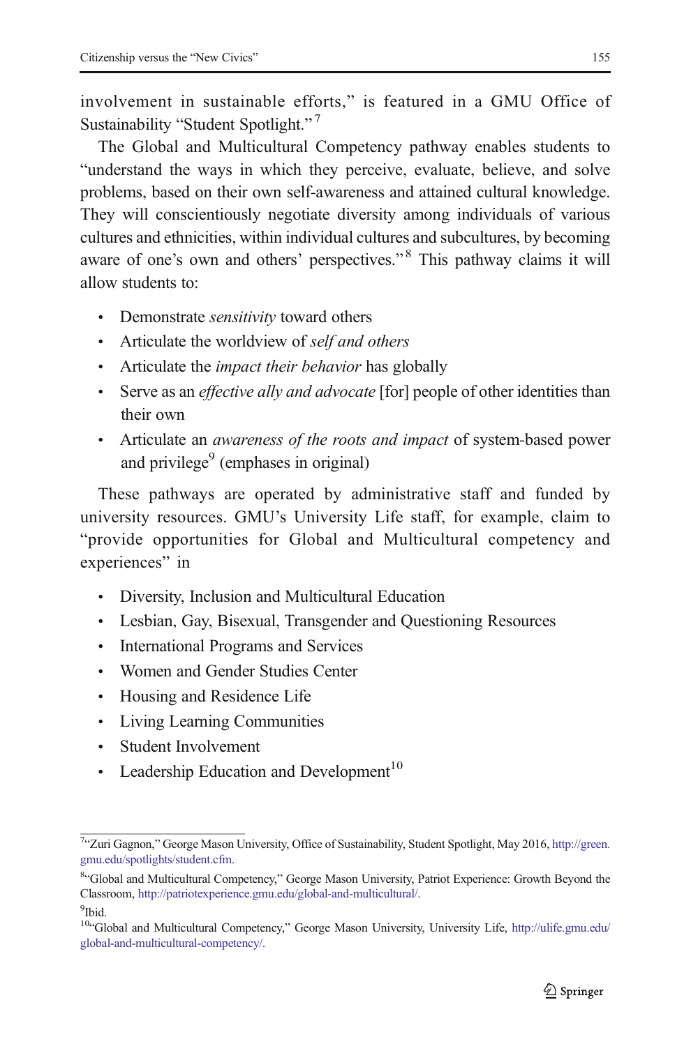involvement in sustainable efforts," is featured in a GMU Office of Sustainability "Student Spotlight."[7]

The Global and Multicultural Competency pathway enables students to "understand the ways in which they perceive, evaluate, believe, and solve problems, based on their own self-awareness and attained cultural knowledge. They will conscientiously negotiate diversity among individuals of various cultures and ethnicities, within individual cultures and subcultures, by becoming aware of one's own and others' perspectives."[8] This pathway claims it will allow students to:

- Demonstrate *sensitivity* toward others
- Articulate the worldview of *self and others*
- Articulate the *impact their behavior* has globally
- Serve as an *effective ally and advocate* [for] people of other identities than their own
- Articulate an *awareness of the roots and impact* of system-based power and privilege[9] (emphases in original)

These pathways are operated by administrative staff and funded by university resources. GMU's University Life staff, for example, claim to "provide opportunities for Global and Multicultural competency and experiences" in

- Diversity, Inclusion and Multicultural Education
- Lesbian, Gay, Bisexual, Transgender and Questioning Resources
- International Programs and Services
- Women and Gender Studies Center
- Housing and Residence Life
- Living Learning Communities
- Student Involvement
- Leadership Education and Development[10]

---

[7]"Zuri Gagnon," George Mason University, Office of Sustainability, Student Spotlight, May 2016, http://green.gmu.edu/spotlights/student.cfm.

[8]"Global and Multicultural Competency," George Mason University, Patriot Experience: Growth Beyond the Classroom, http://patriotexperience.gmu.edu/global-and-multicultural/.

[9]Ibid.

[10]"Global and Multicultural Competency," George Mason University, University Life, http://ulife.gmu.edu/global-and-multicultural-competency/.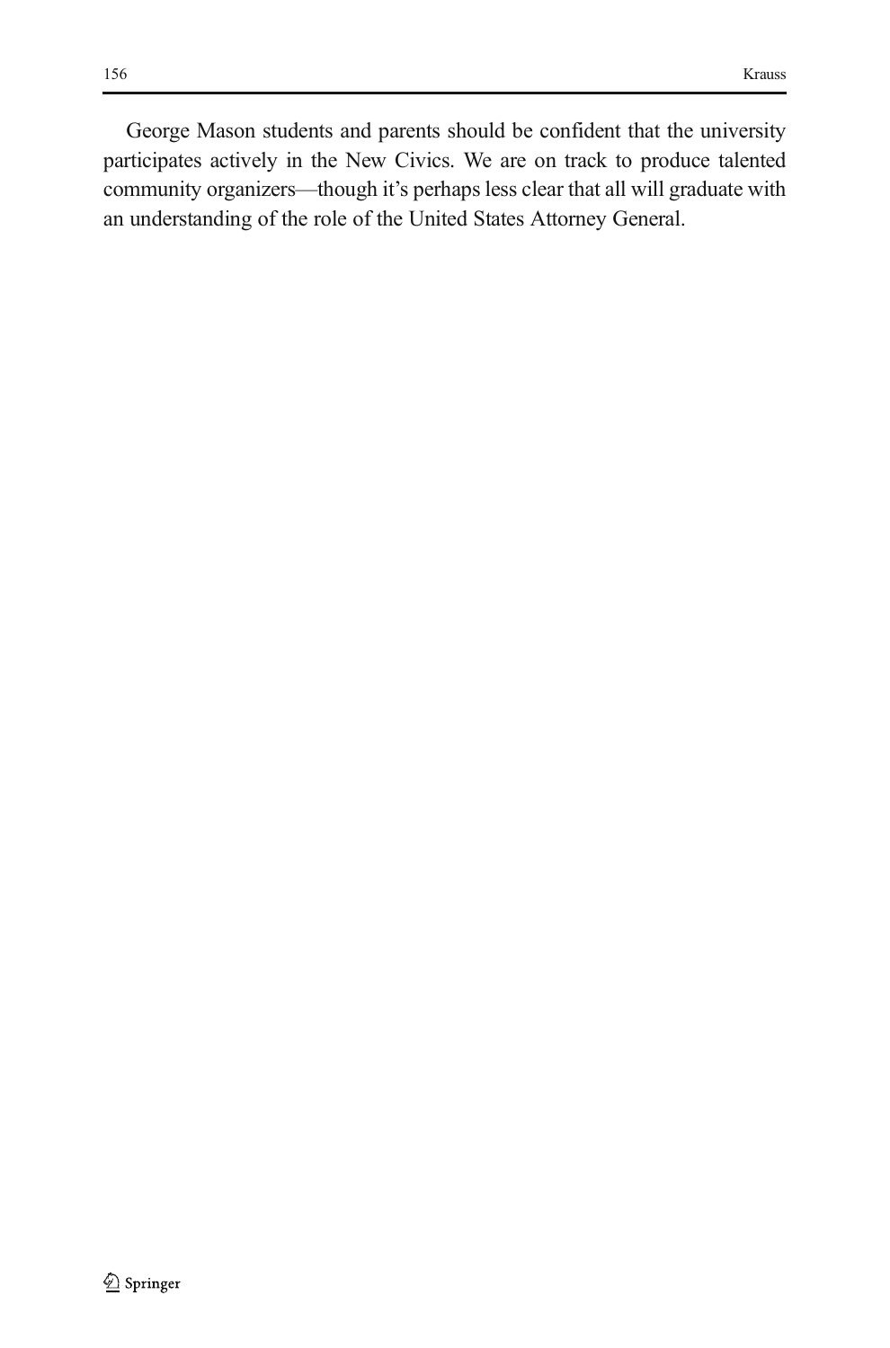George Mason students and parents should be confident that the university participates actively in the New Civics. We are on track to produce talented community organizers—though it's perhaps less clear that all will graduate with an understanding of the role of the United States Attorney General.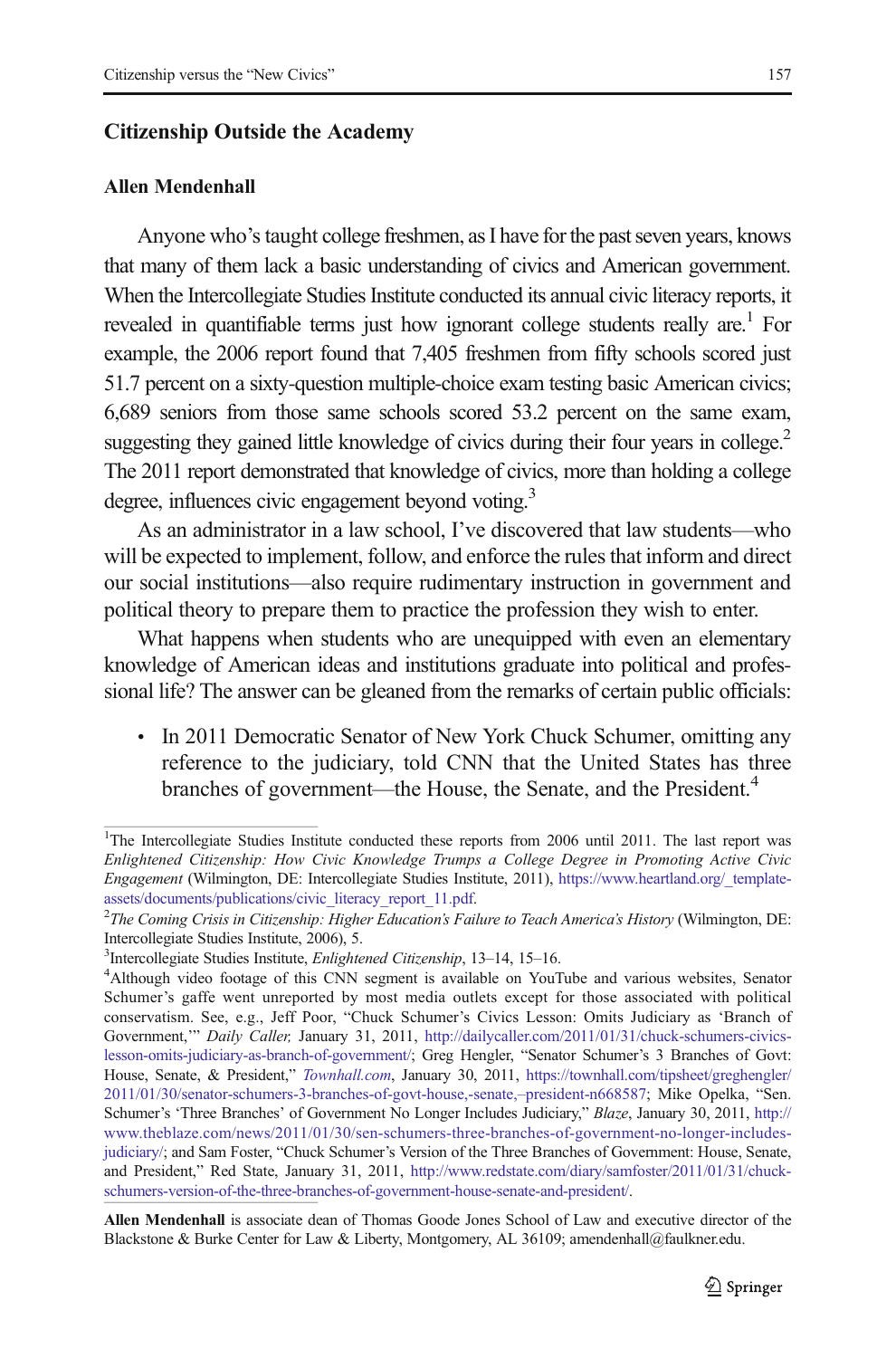## Citizenship Outside the Academy

**Allen Mendenhall**

Anyone who's taught college freshmen, as I have for the past seven years, knows that many of them lack a basic understanding of civics and American government. When the Intercollegiate Studies Institute conducted its annual civic literacy reports, it revealed in quantifiable terms just how ignorant college students really are.[1] For example, the 2006 report found that 7,405 freshmen from fifty schools scored just 51.7 percent on a sixty-question multiple-choice exam testing basic American civics; 6,689 seniors from those same schools scored 53.2 percent on the same exam, suggesting they gained little knowledge of civics during their four years in college.[2] The 2011 report demonstrated that knowledge of civics, more than holding a college degree, influences civic engagement beyond voting.[3]

As an administrator in a law school, I've discovered that law students—who will be expected to implement, follow, and enforce the rules that inform and direct our social institutions—also require rudimentary instruction in government and political theory to prepare them to practice the profession they wish to enter.

What happens when students who are unequipped with even an elementary knowledge of American ideas and institutions graduate into political and professional life? The answer can be gleaned from the remarks of certain public officials:

- In 2011 Democratic Senator of New York Chuck Schumer, omitting any reference to the judiciary, told CNN that the United States has three branches of government—the House, the Senate, and the President.[4]

---

[1] The Intercollegiate Studies Institute conducted these reports from 2006 until 2011. The last report was *Enlightened Citizenship: How Civic Knowledge Trumps a College Degree in Promoting Active Civic Engagement* (Wilmington, DE: Intercollegiate Studies Institute, 2011), https://www.heartland.org/_template-assets/documents/publications/civic_literacy_report_11.pdf.

[2] *The Coming Crisis in Citizenship: Higher Education's Failure to Teach America's History* (Wilmington, DE: Intercollegiate Studies Institute, 2006), 5.

[3] Intercollegiate Studies Institute, *Enlightened Citizenship*, 13–14, 15–16.

[4] Although video footage of this CNN segment is available on YouTube and various websites, Senator Schumer's gaffe went unreported by most media outlets except for those associated with political conservatism. See, e.g., Jeff Poor, "Chuck Schumer's Civics Lesson: Omits Judiciary as 'Branch of Government,'" *Daily Caller,* January 31, 2011, http://dailycaller.com/2011/01/31/chuck-schumers-civics-lesson-omits-judiciary-as-branch-of-government/; Greg Hengler, "Senator Schumer's 3 Branches of Govt: House, Senate, & President," *Townhall.com*, January 30, 2011, https://townhall.com/tipsheet/greghengler/2011/01/30/senator-schumers-3-branches-of-govt-house,-senate,–president-n668587; Mike Opelka, "Sen. Schumer's 'Three Branches' of Government No Longer Includes Judiciary," *Blaze*, January 30, 2011, http://www.theblaze.com/news/2011/01/30/sen-schumers-three-branches-of-government-no-longer-includes-judiciary/; and Sam Foster, "Chuck Schumer's Version of the Three Branches of Government: House, Senate, and President," Red State, January 31, 2011, http://www.redstate.com/diary/samfoster/2011/01/31/chuck-schumers-version-of-the-three-branches-of-government-house-senate-and-president/.

**Allen Mendenhall** is associate dean of Thomas Goode Jones School of Law and executive director of the Blackstone & Burke Center for Law & Liberty, Montgomery, AL 36109; amendenhall@faulkner.edu.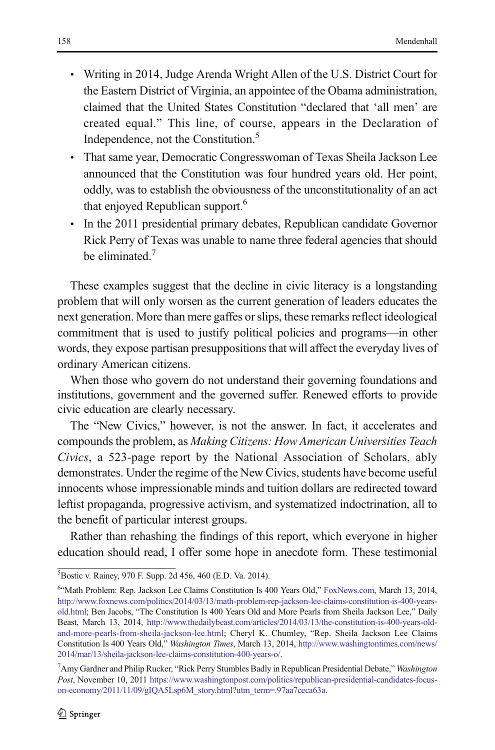- Writing in 2014, Judge Arenda Wright Allen of the U.S. District Court for the Eastern District of Virginia, an appointee of the Obama administration, claimed that the United States Constitution "declared that 'all men' are created equal." This line, of course, appears in the Declaration of Independence, not the Constitution.[5]
- That same year, Democratic Congresswoman of Texas Sheila Jackson Lee announced that the Constitution was four hundred years old. Her point, oddly, was to establish the obviousness of the unconstitutionality of an act that enjoyed Republican support.[6]
- In the 2011 presidential primary debates, Republican candidate Governor Rick Perry of Texas was unable to name three federal agencies that should be eliminated.[7]

These examples suggest that the decline in civic literacy is a longstanding problem that will only worsen as the current generation of leaders educates the next generation. More than mere gaffes or slips, these remarks reflect ideological commitment that is used to justify political policies and programs—in other words, they expose partisan presuppositions that will affect the everyday lives of ordinary American citizens.

When those who govern do not understand their governing foundations and institutions, government and the governed suffer. Renewed efforts to provide civic education are clearly necessary.

The "New Civics," however, is not the answer. In fact, it accelerates and compounds the problem, as *Making Citizens: How American Universities Teach Civics*, a 523-page report by the National Association of Scholars, ably demonstrates. Under the regime of the New Civics, students have become useful innocents whose impressionable minds and tuition dollars are redirected toward leftist propaganda, progressive activism, and systematized indoctrination, all to the benefit of particular interest groups.

Rather than rehashing the findings of this report, which everyone in higher education should read, I offer some hope in anecdote form. These testimonial

---

[5] Bostic v. Rainey, 970 F. Supp. 2d 456, 460 (E.D. Va. 2014).

[6] "Math Problem: Rep. Jackson Lee Claims Constitution Is 400 Years Old," FoxNews.com, March 13, 2014, http://www.foxnews.com/politics/2014/03/13/math-problem-rep-jackson-lee-claims-constitution-is-400-years-old.html; Ben Jacobs, "The Constitution Is 400 Years Old and More Pearls from Sheila Jackson Lee," Daily Beast, March 13, 2014, http://www.thedailybeast.com/articles/2014/03/13/the-constitution-is-400-years-old-and-more-pearls-from-sheila-jackson-lee.html; Cheryl K. Chumley, "Rep. Sheila Jackson Lee Claims Constitution Is 400 Years Old," *Washington Times*, March 13, 2014, http://www.washingtontimes.com/news/2014/mar/13/sheila-jackson-lee-claims-constitution-400-years-o/.

[7] Amy Gardner and Philip Rucker, "Rick Perry Stumbles Badly in Republican Presidential Debate," *Washington Post*, November 10, 2011 https://www.washingtonpost.com/politics/republican-presidential-candidates-focus-on-economy/2011/11/09/gIQA5Lsp6M_story.html?utm_term=.97aa7ceca63a.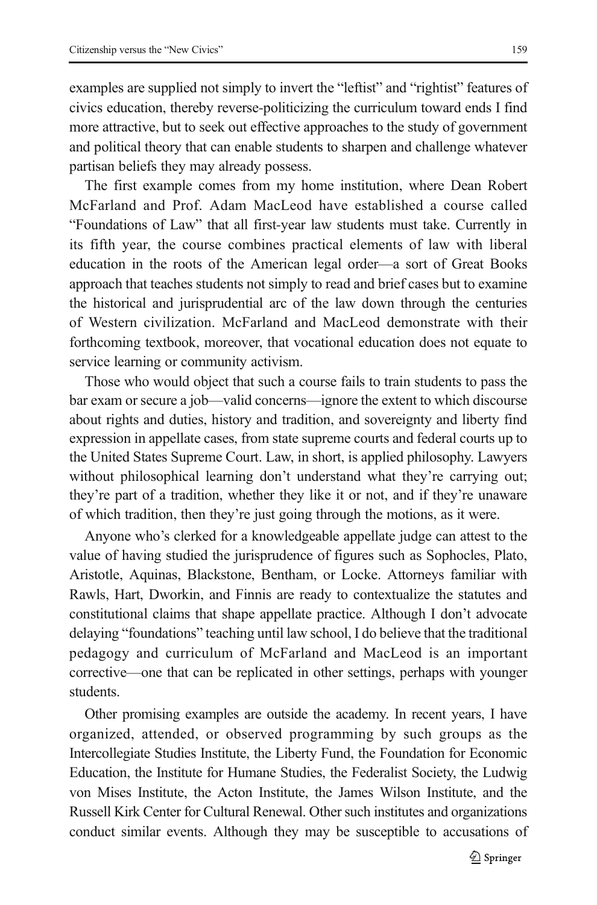examples are supplied not simply to invert the "leftist" and "rightist" features of civics education, thereby reverse-politicizing the curriculum toward ends I find more attractive, but to seek out effective approaches to the study of government and political theory that can enable students to sharpen and challenge whatever partisan beliefs they may already possess.

The first example comes from my home institution, where Dean Robert McFarland and Prof. Adam MacLeod have established a course called "Foundations of Law" that all first-year law students must take. Currently in its fifth year, the course combines practical elements of law with liberal education in the roots of the American legal order—a sort of Great Books approach that teaches students not simply to read and brief cases but to examine the historical and jurisprudential arc of the law down through the centuries of Western civilization. McFarland and MacLeod demonstrate with their forthcoming textbook, moreover, that vocational education does not equate to service learning or community activism.

Those who would object that such a course fails to train students to pass the bar exam or secure a job—valid concerns—ignore the extent to which discourse about rights and duties, history and tradition, and sovereignty and liberty find expression in appellate cases, from state supreme courts and federal courts up to the United States Supreme Court. Law, in short, is applied philosophy. Lawyers without philosophical learning don't understand what they're carrying out; they're part of a tradition, whether they like it or not, and if they're unaware of which tradition, then they're just going through the motions, as it were.

Anyone who's clerked for a knowledgeable appellate judge can attest to the value of having studied the jurisprudence of figures such as Sophocles, Plato, Aristotle, Aquinas, Blackstone, Bentham, or Locke. Attorneys familiar with Rawls, Hart, Dworkin, and Finnis are ready to contextualize the statutes and constitutional claims that shape appellate practice. Although I don't advocate delaying "foundations" teaching until law school, I do believe that the traditional pedagogy and curriculum of McFarland and MacLeod is an important corrective—one that can be replicated in other settings, perhaps with younger students.

Other promising examples are outside the academy. In recent years, I have organized, attended, or observed programming by such groups as the Intercollegiate Studies Institute, the Liberty Fund, the Foundation for Economic Education, the Institute for Humane Studies, the Federalist Society, the Ludwig von Mises Institute, the Acton Institute, the James Wilson Institute, and the Russell Kirk Center for Cultural Renewal. Other such institutes and organizations conduct similar events. Although they may be susceptible to accusations of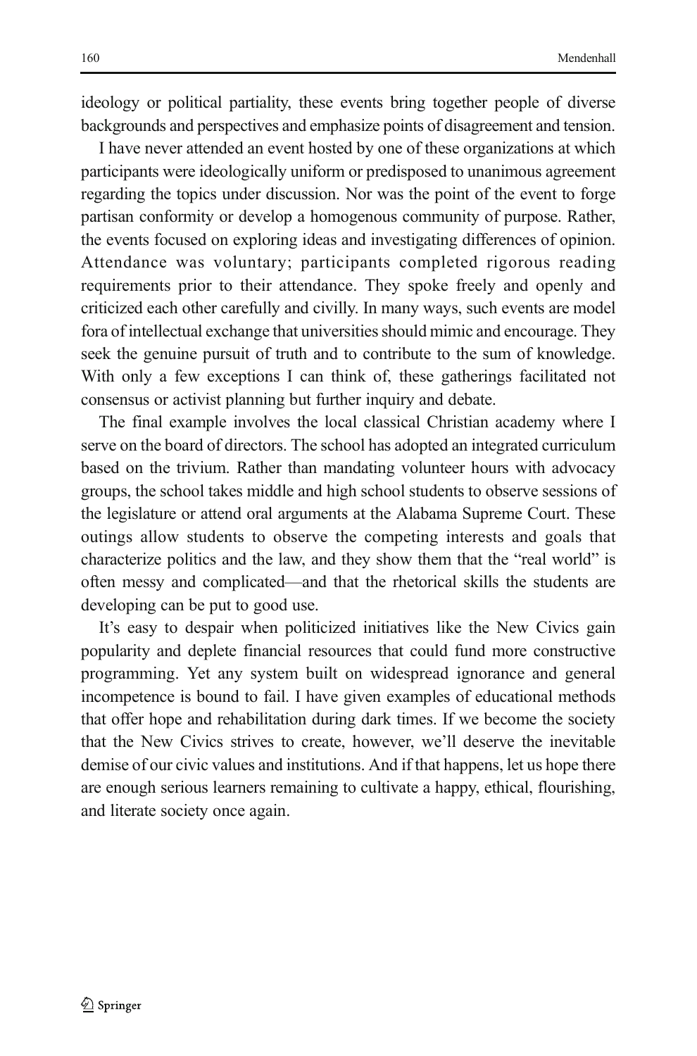ideology or political partiality, these events bring together people of diverse backgrounds and perspectives and emphasize points of disagreement and tension.

I have never attended an event hosted by one of these organizations at which participants were ideologically uniform or predisposed to unanimous agreement regarding the topics under discussion. Nor was the point of the event to forge partisan conformity or develop a homogenous community of purpose. Rather, the events focused on exploring ideas and investigating differences of opinion. Attendance was voluntary; participants completed rigorous reading requirements prior to their attendance. They spoke freely and openly and criticized each other carefully and civilly. In many ways, such events are model fora of intellectual exchange that universities should mimic and encourage. They seek the genuine pursuit of truth and to contribute to the sum of knowledge. With only a few exceptions I can think of, these gatherings facilitated not consensus or activist planning but further inquiry and debate.

The final example involves the local classical Christian academy where I serve on the board of directors. The school has adopted an integrated curriculum based on the trivium. Rather than mandating volunteer hours with advocacy groups, the school takes middle and high school students to observe sessions of the legislature or attend oral arguments at the Alabama Supreme Court. These outings allow students to observe the competing interests and goals that characterize politics and the law, and they show them that the "real world" is often messy and complicated—and that the rhetorical skills the students are developing can be put to good use.

It's easy to despair when politicized initiatives like the New Civics gain popularity and deplete financial resources that could fund more constructive programming. Yet any system built on widespread ignorance and general incompetence is bound to fail. I have given examples of educational methods that offer hope and rehabilitation during dark times. If we become the society that the New Civics strives to create, however, we'll deserve the inevitable demise of our civic values and institutions. And if that happens, let us hope there are enough serious learners remaining to cultivate a happy, ethical, flourishing, and literate society once again.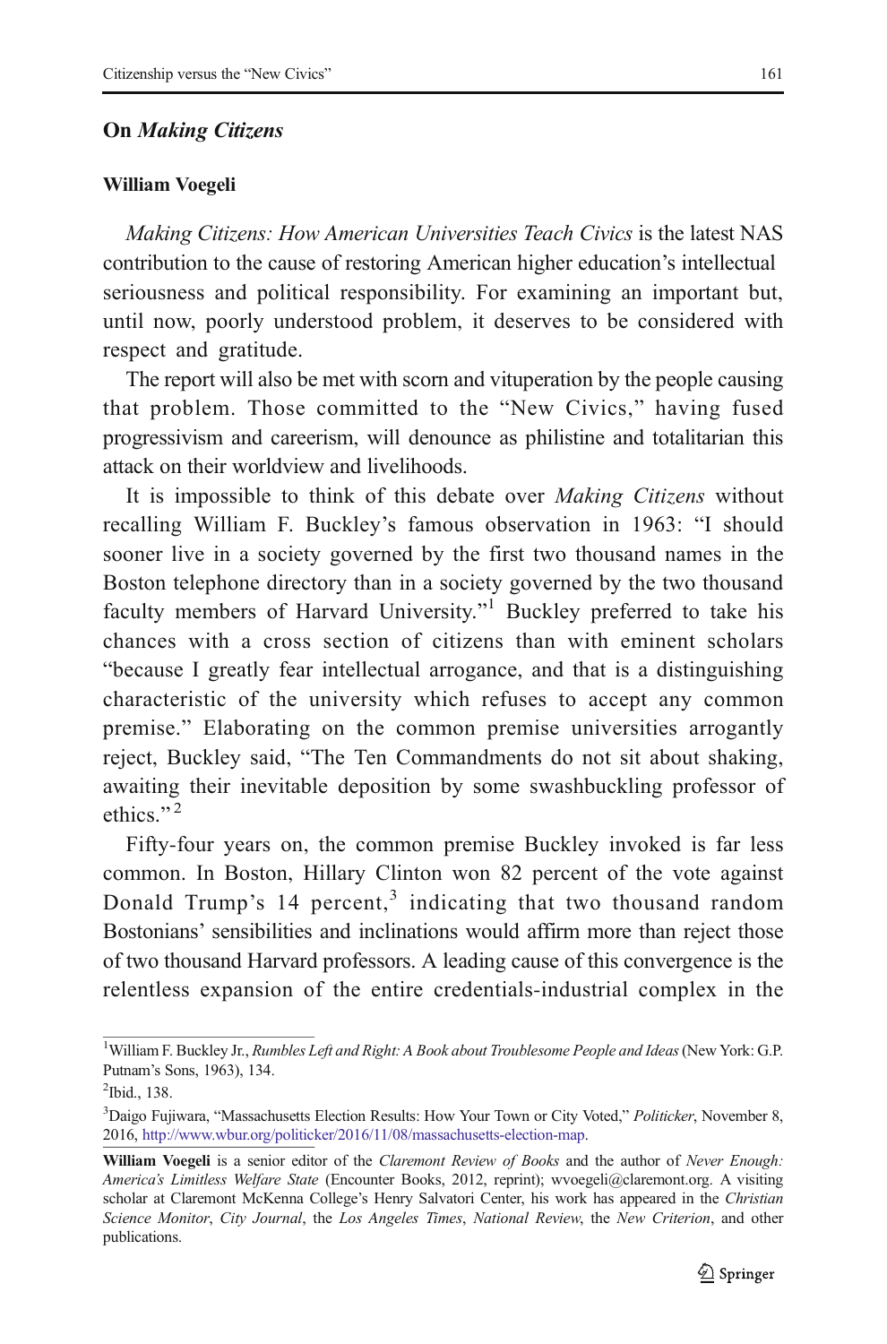## On *Making Citizens*

**William Voegeli**

*Making Citizens: How American Universities Teach Civics* is the latest NAS contribution to the cause of restoring American higher education's intellectual seriousness and political responsibility. For examining an important but, until now, poorly understood problem, it deserves to be considered with respect and gratitude.

The report will also be met with scorn and vituperation by the people causing that problem. Those committed to the "New Civics," having fused progressivism and careerism, will denounce as philistine and totalitarian this attack on their worldview and livelihoods.

It is impossible to think of this debate over *Making Citizens* without recalling William F. Buckley's famous observation in 1963: "I should sooner live in a society governed by the first two thousand names in the Boston telephone directory than in a society governed by the two thousand faculty members of Harvard University."[1] Buckley preferred to take his chances with a cross section of citizens than with eminent scholars "because I greatly fear intellectual arrogance, and that is a distinguishing characteristic of the university which refuses to accept any common premise." Elaborating on the common premise universities arrogantly reject, Buckley said, "The Ten Commandments do not sit about shaking, awaiting their inevitable deposition by some swashbuckling professor of ethics."[2]

Fifty-four years on, the common premise Buckley invoked is far less common. In Boston, Hillary Clinton won 82 percent of the vote against Donald Trump's 14 percent,[3] indicating that two thousand random Bostonians' sensibilities and inclinations would affirm more than reject those of two thousand Harvard professors. A leading cause of this convergence is the relentless expansion of the entire credentials-industrial complex in the

---

[1] William F. Buckley Jr., *Rumbles Left and Right: A Book about Troublesome People and Ideas* (New York: G.P. Putnam's Sons, 1963), 134.

[2] Ibid., 138.

[3] Daigo Fujiwara, "Massachusetts Election Results: How Your Town or City Voted," *Politicker*, November 8, 2016, http://www.wbur.org/politicker/2016/11/08/massachusetts-election-map.

**William Voegeli** is a senior editor of the *Claremont Review of Books* and the author of *Never Enough: America's Limitless Welfare State* (Encounter Books, 2012, reprint); wvoegeli@claremont.org. A visiting scholar at Claremont McKenna College's Henry Salvatori Center, his work has appeared in the *Christian Science Monitor*, *City Journal*, the *Los Angeles Times*, *National Review*, the *New Criterion*, and other publications.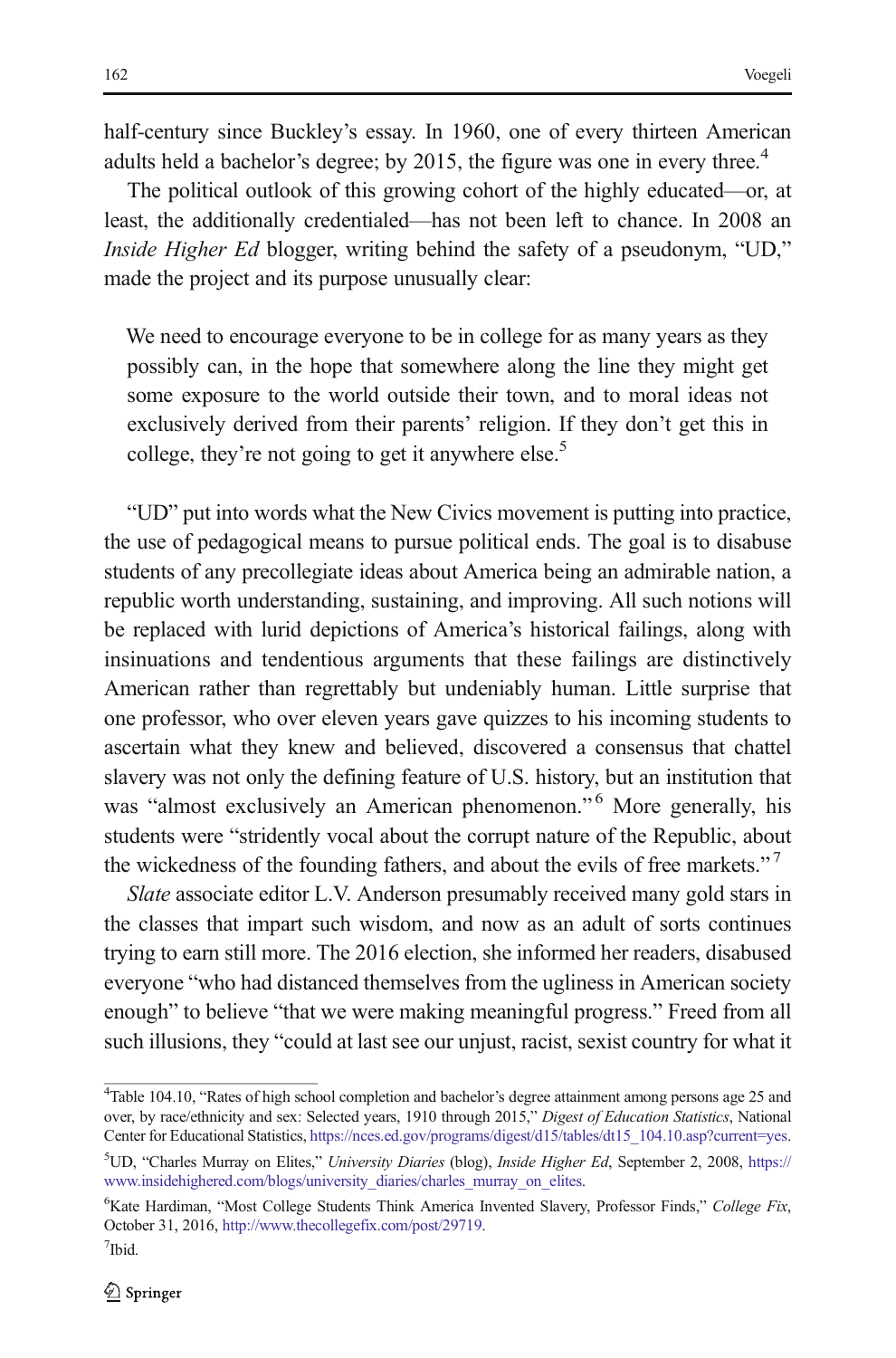half-century since Buckley's essay. In 1960, one of every thirteen American adults held a bachelor's degree; by 2015, the figure was one in every three.[4]

The political outlook of this growing cohort of the highly educated—or, at least, the additionally credentialed—has not been left to chance. In 2008 an *Inside Higher Ed* blogger, writing behind the safety of a pseudonym, "UD," made the project and its purpose unusually clear:

> We need to encourage everyone to be in college for as many years as they possibly can, in the hope that somewhere along the line they might get some exposure to the world outside their town, and to moral ideas not exclusively derived from their parents' religion. If they don't get this in college, they're not going to get it anywhere else.[5]

"UD" put into words what the New Civics movement is putting into practice, the use of pedagogical means to pursue political ends. The goal is to disabuse students of any precollegiate ideas about America being an admirable nation, a republic worth understanding, sustaining, and improving. All such notions will be replaced with lurid depictions of America's historical failings, along with insinuations and tendentious arguments that these failings are distinctively American rather than regrettably but undeniably human. Little surprise that one professor, who over eleven years gave quizzes to his incoming students to ascertain what they knew and believed, discovered a consensus that chattel slavery was not only the defining feature of U.S. history, but an institution that was "almost exclusively an American phenomenon."[6] More generally, his students were "stridently vocal about the corrupt nature of the Republic, about the wickedness of the founding fathers, and about the evils of free markets."[7]

*Slate* associate editor L.V. Anderson presumably received many gold stars in the classes that impart such wisdom, and now as an adult of sorts continues trying to earn still more. The 2016 election, she informed her readers, disabused everyone "who had distanced themselves from the ugliness in American society enough" to believe "that we were making meaningful progress." Freed from all such illusions, they "could at last see our unjust, racist, sexist country for what it

---

[4] Table 104.10, "Rates of high school completion and bachelor's degree attainment among persons age 25 and over, by race/ethnicity and sex: Selected years, 1910 through 2015," *Digest of Education Statistics*, National Center for Educational Statistics, https://nces.ed.gov/programs/digest/d15/tables/dt15_104.10.asp?current=yes.

[5] UD, "Charles Murray on Elites," *University Diaries* (blog), *Inside Higher Ed*, September 2, 2008, https://www.insidehighered.com/blogs/university_diaries/charles_murray_on_elites.

[6] Kate Hardiman, "Most College Students Think America Invented Slavery, Professor Finds," *College Fix*, October 31, 2016, http://www.thecollegefix.com/post/29719.

[7] Ibid.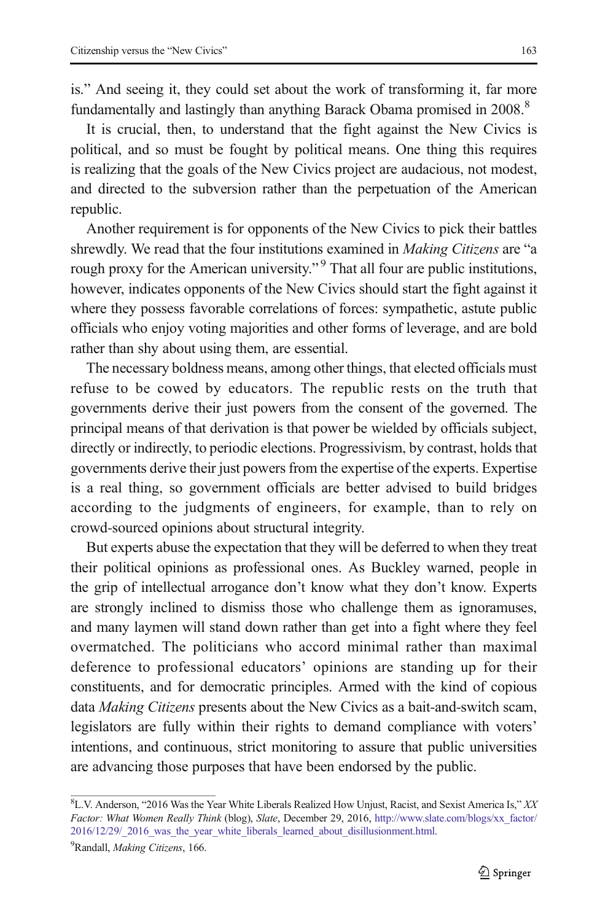is." And seeing it, they could set about the work of transforming it, far more fundamentally and lastingly than anything Barack Obama promised in 2008.[8]

It is crucial, then, to understand that the fight against the New Civics is political, and so must be fought by political means. One thing this requires is realizing that the goals of the New Civics project are audacious, not modest, and directed to the subversion rather than the perpetuation of the American republic.

Another requirement is for opponents of the New Civics to pick their battles shrewdly. We read that the four institutions examined in *Making Citizens* are "a rough proxy for the American university."[9] That all four are public institutions, however, indicates opponents of the New Civics should start the fight against it where they possess favorable correlations of forces: sympathetic, astute public officials who enjoy voting majorities and other forms of leverage, and are bold rather than shy about using them, are essential.

The necessary boldness means, among other things, that elected officials must refuse to be cowed by educators. The republic rests on the truth that governments derive their just powers from the consent of the governed. The principal means of that derivation is that power be wielded by officials subject, directly or indirectly, to periodic elections. Progressivism, by contrast, holds that governments derive their just powers from the expertise of the experts. Expertise is a real thing, so government officials are better advised to build bridges according to the judgments of engineers, for example, than to rely on crowd-sourced opinions about structural integrity.

But experts abuse the expectation that they will be deferred to when they treat their political opinions as professional ones. As Buckley warned, people in the grip of intellectual arrogance don't know what they don't know. Experts are strongly inclined to dismiss those who challenge them as ignoramuses, and many laymen will stand down rather than get into a fight where they feel overmatched. The politicians who accord minimal rather than maximal deference to professional educators' opinions are standing up for their constituents, and for democratic principles. Armed with the kind of copious data *Making Citizens* presents about the New Civics as a bait-and-switch scam, legislators are fully within their rights to demand compliance with voters' intentions, and continuous, strict monitoring to assure that public universities are advancing those purposes that have been endorsed by the public.

---

[8] L.V. Anderson, "2016 Was the Year White Liberals Realized How Unjust, Racist, and Sexist America Is," *XX Factor: What Women Really Think* (blog), *Slate*, December 29, 2016, http://www.slate.com/blogs/xx_factor/2016/12/29/_2016_was_the_year_white_liberals_learned_about_disillusionment.html.

[9] Randall, *Making Citizens*, 166.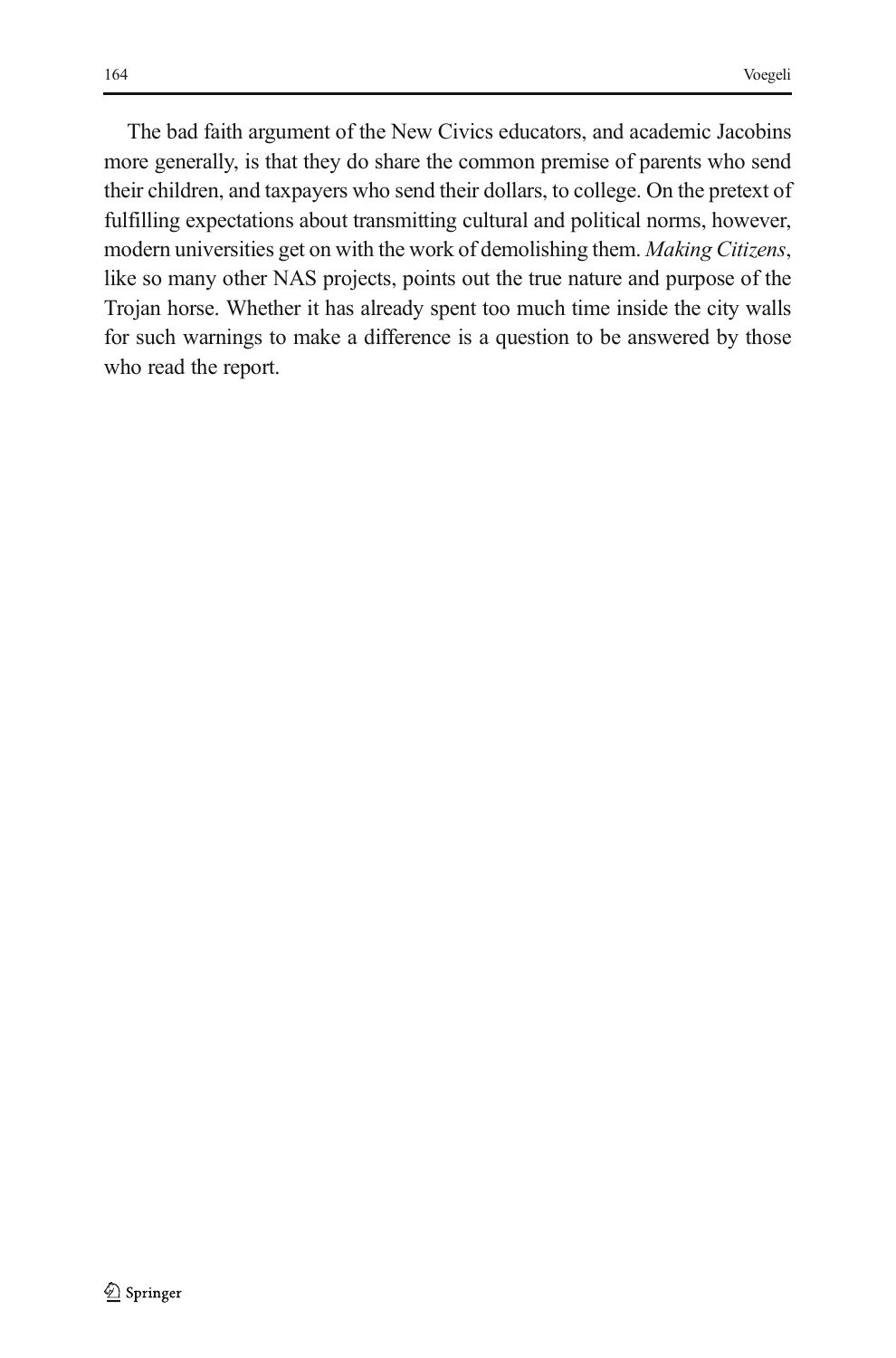The bad faith argument of the New Civics educators, and academic Jacobins more generally, is that they do share the common premise of parents who send their children, and taxpayers who send their dollars, to college. On the pretext of fulfilling expectations about transmitting cultural and political norms, however, modern universities get on with the work of demolishing them. *Making Citizens*, like so many other NAS projects, points out the true nature and purpose of the Trojan horse. Whether it has already spent too much time inside the city walls for such warnings to make a difference is a question to be answered by those who read the report.